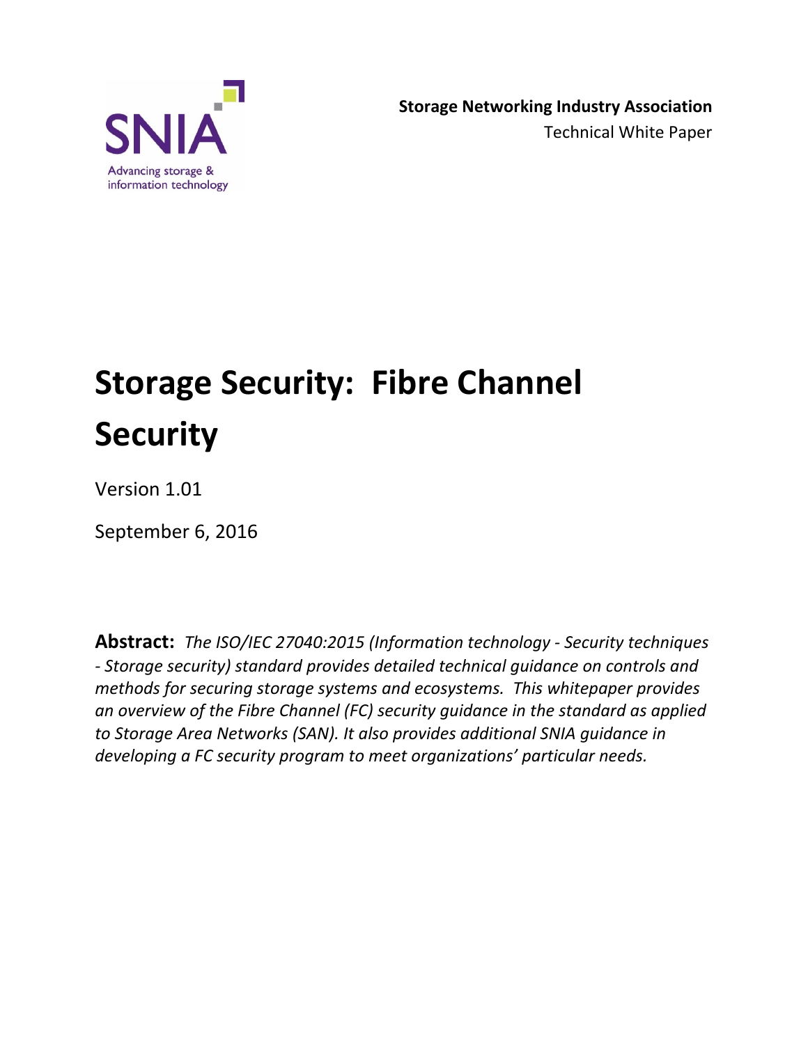SNIA

Advancing storage & information technology

**Storage Networking Industry Association**

Technical White Paper

# Storage Security: Fibre Channel Security

Version 1.01

September 6, 2016

**Abstract:** *The ISO/IEC 27040:2015 (Information technology - Security techniques - Storage security) standard provides detailed technical guidance on controls and methods for securing storage systems and ecosystems. This whitepaper provides an overview of the Fibre Channel (FC) security guidance in the standard as applied to Storage Area Networks (SAN). It also provides additional SNIA guidance in developing a FC security program to meet organizations' particular needs.*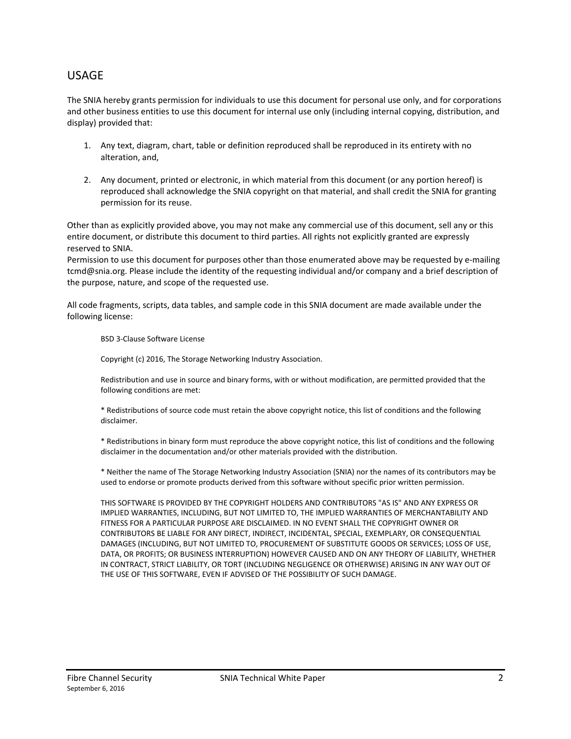## USAGE

The SNIA hereby grants permission for individuals to use this document for personal use only, and for corporations and other business entities to use this document for internal use only (including internal copying, distribution, and display) provided that:

1. Any text, diagram, chart, table or definition reproduced shall be reproduced in its entirety with no alteration, and,

2. Any document, printed or electronic, in which material from this document (or any portion hereof) is reproduced shall acknowledge the SNIA copyright on that material, and shall credit the SNIA for granting permission for its reuse.

Other than as explicitly provided above, you may not make any commercial use of this document, sell any or this entire document, or distribute this document to third parties. All rights not explicitly granted are expressly reserved to SNIA.
Permission to use this document for purposes other than those enumerated above may be requested by e-mailing tcmd@snia.org. Please include the identity of the requesting individual and/or company and a brief description of the purpose, nature, and scope of the requested use.

All code fragments, scripts, data tables, and sample code in this SNIA document are made available under the following license:

> BSD 3-Clause Software License
>
> Copyright (c) 2016, The Storage Networking Industry Association.
>
> Redistribution and use in source and binary forms, with or without modification, are permitted provided that the following conditions are met:
>
> * Redistributions of source code must retain the above copyright notice, this list of conditions and the following disclaimer.
>
> * Redistributions in binary form must reproduce the above copyright notice, this list of conditions and the following disclaimer in the documentation and/or other materials provided with the distribution.
>
> * Neither the name of The Storage Networking Industry Association (SNIA) nor the names of its contributors may be used to endorse or promote products derived from this software without specific prior written permission.
>
> THIS SOFTWARE IS PROVIDED BY THE COPYRIGHT HOLDERS AND CONTRIBUTORS "AS IS" AND ANY EXPRESS OR IMPLIED WARRANTIES, INCLUDING, BUT NOT LIMITED TO, THE IMPLIED WARRANTIES OF MERCHANTABILITY AND FITNESS FOR A PARTICULAR PURPOSE ARE DISCLAIMED. IN NO EVENT SHALL THE COPYRIGHT OWNER OR CONTRIBUTORS BE LIABLE FOR ANY DIRECT, INDIRECT, INCIDENTAL, SPECIAL, EXEMPLARY, OR CONSEQUENTIAL DAMAGES (INCLUDING, BUT NOT LIMITED TO, PROCUREMENT OF SUBSTITUTE GOODS OR SERVICES; LOSS OF USE, DATA, OR PROFITS; OR BUSINESS INTERRUPTION) HOWEVER CAUSED AND ON ANY THEORY OF LIABILITY, WHETHER IN CONTRACT, STRICT LIABILITY, OR TORT (INCLUDING NEGLIGENCE OR OTHERWISE) ARISING IN ANY WAY OUT OF THE USE OF THIS SOFTWARE, EVEN IF ADVISED OF THE POSSIBILITY OF SUCH DAMAGE.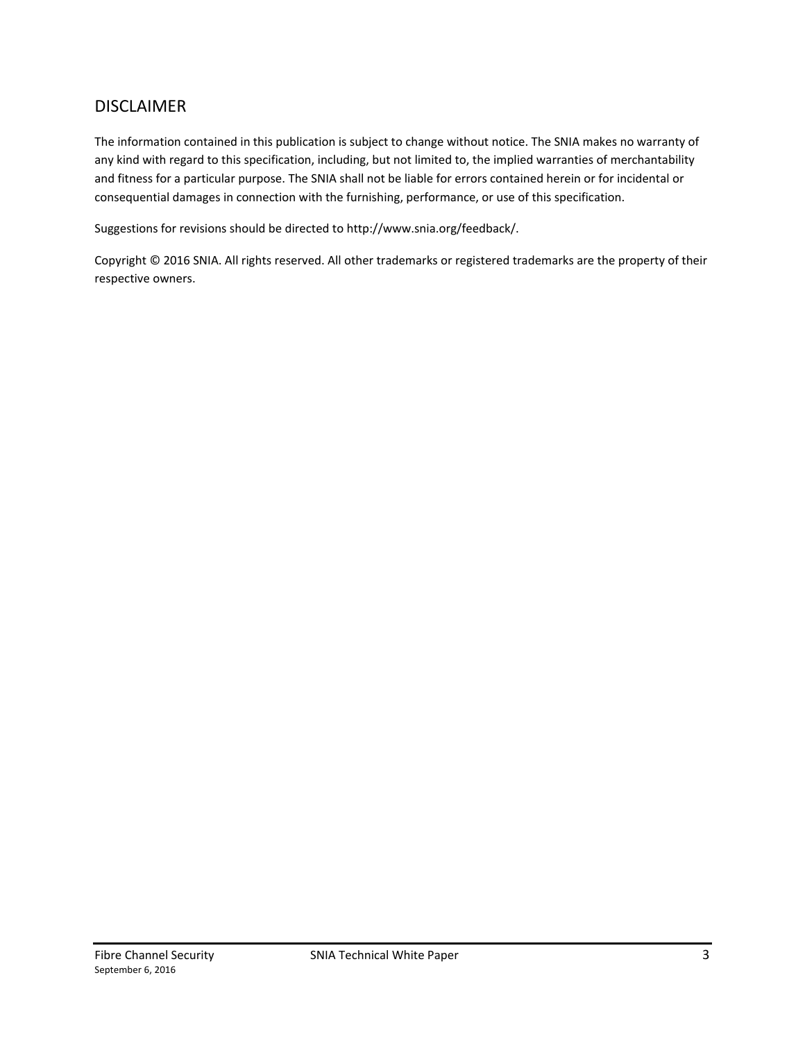## DISCLAIMER

The information contained in this publication is subject to change without notice. The SNIA makes no warranty of any kind with regard to this specification, including, but not limited to, the implied warranties of merchantability and fitness for a particular purpose. The SNIA shall not be liable for errors contained herein or for incidental or consequential damages in connection with the furnishing, performance, or use of this specification.

Suggestions for revisions should be directed to http://www.snia.org/feedback/.

Copyright © 2016 SNIA. All rights reserved. All other trademarks or registered trademarks are the property of their respective owners.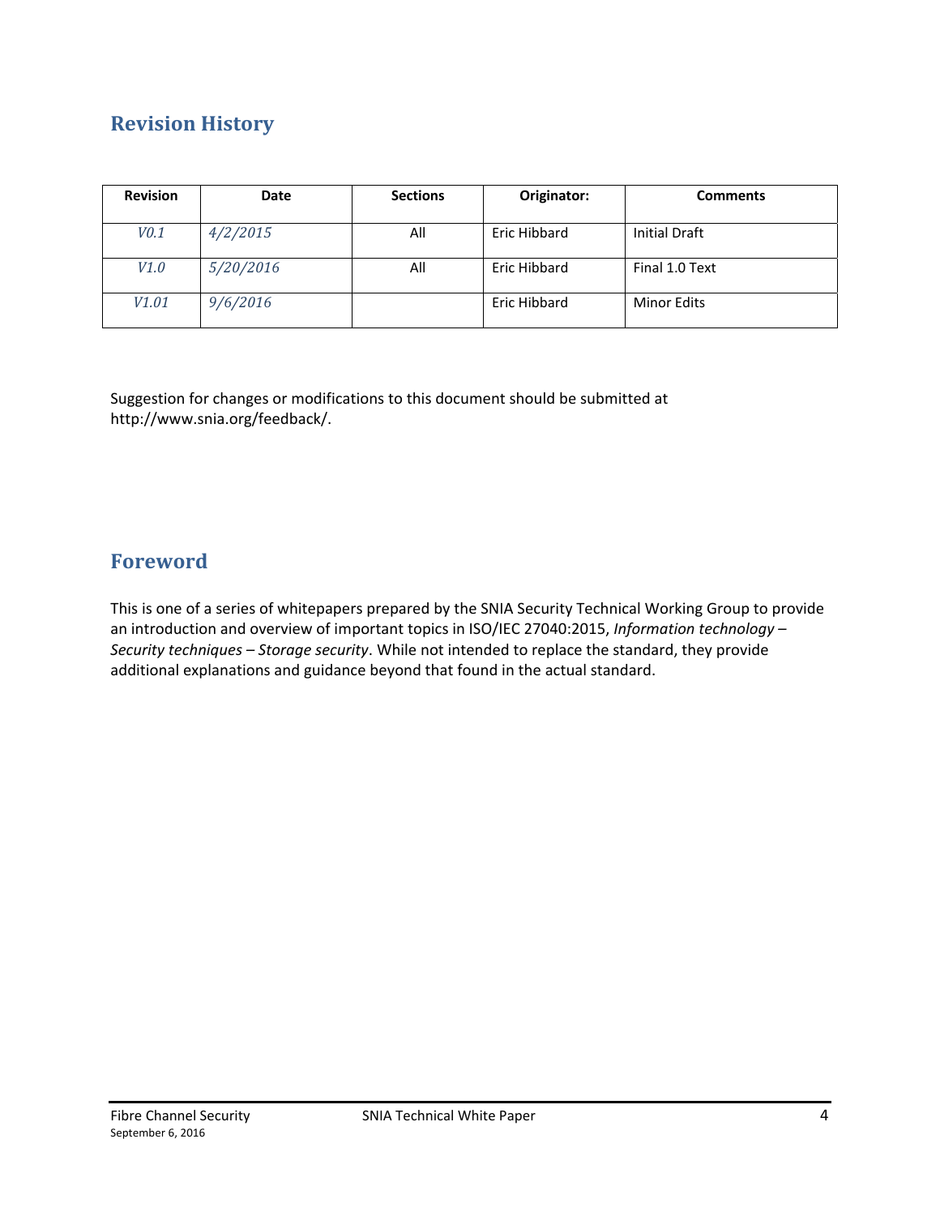## Revision History

| Revision | Date | Sections | Originator: | Comments |
|---|---|---|---|---|
| *V0.1* | *4/2/2015* | All | Eric Hibbard | Initial Draft |
| *V1.0* | *5/20/2016* | All | Eric Hibbard | Final 1.0 Text |
| *V1.01* | *9/6/2016* | | Eric Hibbard | Minor Edits |

Suggestion for changes or modifications to this document should be submitted at http://www.snia.org/feedback/.

## Foreword

This is one of a series of whitepapers prepared by the SNIA Security Technical Working Group to provide an introduction and overview of important topics in ISO/IEC 27040:2015, *Information technology – Security techniques – Storage security*. While not intended to replace the standard, they provide additional explanations and guidance beyond that found in the actual standard.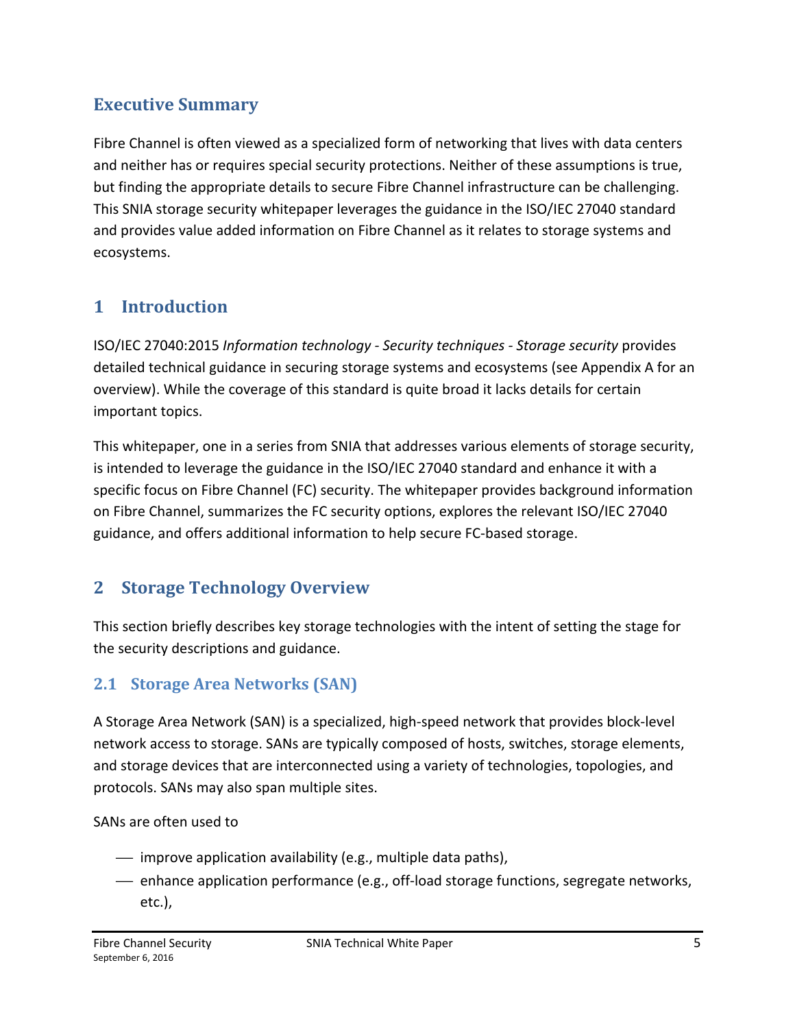## Executive Summary

Fibre Channel is often viewed as a specialized form of networking that lives with data centers and neither has or requires special security protections. Neither of these assumptions is true, but finding the appropriate details to secure Fibre Channel infrastructure can be challenging. This SNIA storage security whitepaper leverages the guidance in the ISO/IEC 27040 standard and provides value added information on Fibre Channel as it relates to storage systems and ecosystems.

# 1 Introduction

ISO/IEC 27040:2015 *Information technology - Security techniques - Storage security* provides detailed technical guidance in securing storage systems and ecosystems (see Appendix A for an overview). While the coverage of this standard is quite broad it lacks details for certain important topics.

This whitepaper, one in a series from SNIA that addresses various elements of storage security, is intended to leverage the guidance in the ISO/IEC 27040 standard and enhance it with a specific focus on Fibre Channel (FC) security. The whitepaper provides background information on Fibre Channel, summarizes the FC security options, explores the relevant ISO/IEC 27040 guidance, and offers additional information to help secure FC-based storage.

# 2 Storage Technology Overview

This section briefly describes key storage technologies with the intent of setting the stage for the security descriptions and guidance.

## 2.1 Storage Area Networks (SAN)

A Storage Area Network (SAN) is a specialized, high-speed network that provides block-level network access to storage. SANs are typically composed of hosts, switches, storage elements, and storage devices that are interconnected using a variety of technologies, topologies, and protocols. SANs may also span multiple sites.

SANs are often used to

- improve application availability (e.g., multiple data paths),
- enhance application performance (e.g., off-load storage functions, segregate networks, etc.),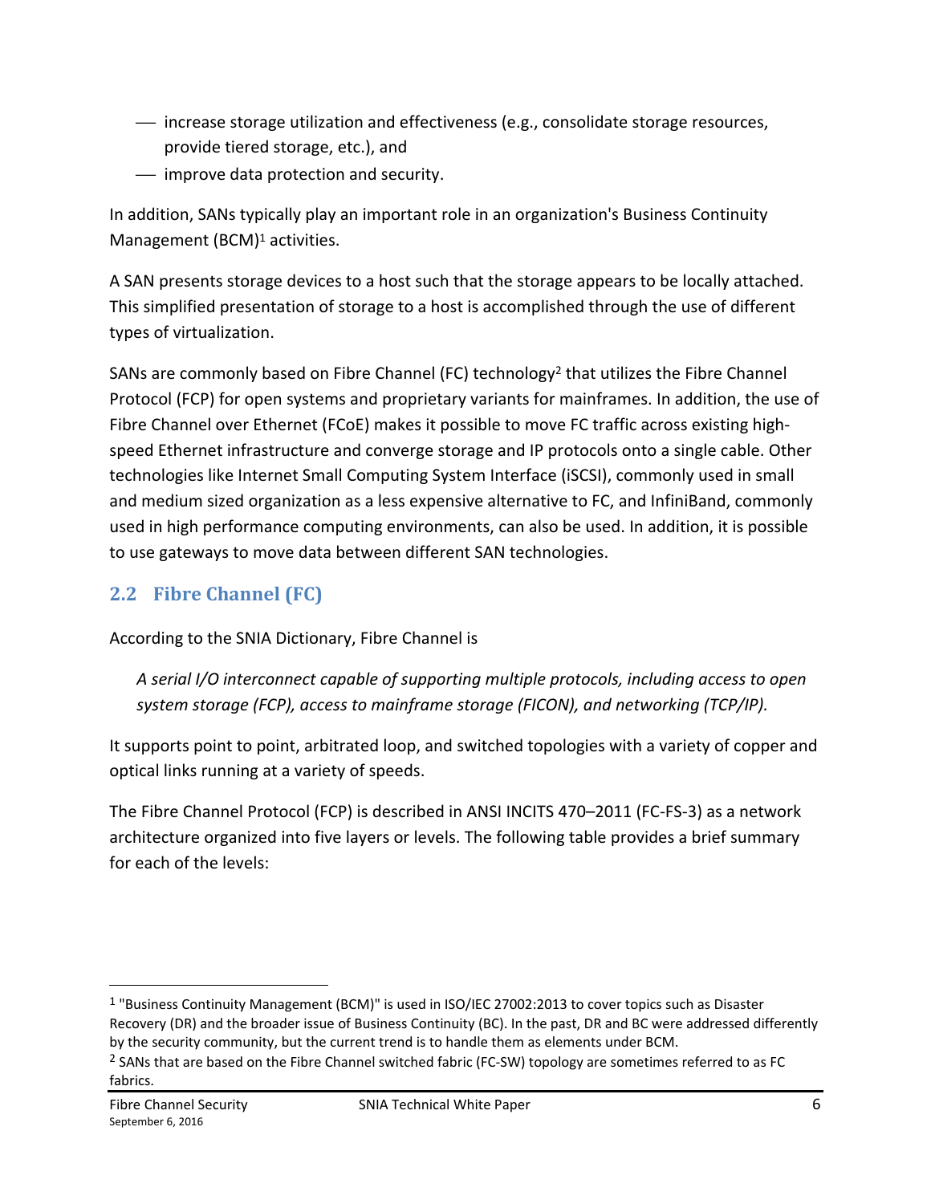- increase storage utilization and effectiveness (e.g., consolidate storage resources, provide tiered storage, etc.), and
- improve data protection and security.

In addition, SANs typically play an important role in an organization's Business Continuity Management (BCM)[1] activities.

A SAN presents storage devices to a host such that the storage appears to be locally attached. This simplified presentation of storage to a host is accomplished through the use of different types of virtualization.

SANs are commonly based on Fibre Channel (FC) technology[2] that utilizes the Fibre Channel Protocol (FCP) for open systems and proprietary variants for mainframes. In addition, the use of Fibre Channel over Ethernet (FCoE) makes it possible to move FC traffic across existing high-speed Ethernet infrastructure and converge storage and IP protocols onto a single cable. Other technologies like Internet Small Computing System Interface (iSCSI), commonly used in small and medium sized organization as a less expensive alternative to FC, and InfiniBand, commonly used in high performance computing environments, can also be used. In addition, it is possible to use gateways to move data between different SAN technologies.

## 2.2 Fibre Channel (FC)

According to the SNIA Dictionary, Fibre Channel is

> *A serial I/O interconnect capable of supporting multiple protocols, including access to open system storage (FCP), access to mainframe storage (FICON), and networking (TCP/IP).*

It supports point to point, arbitrated loop, and switched topologies with a variety of copper and optical links running at a variety of speeds.

The Fibre Channel Protocol (FCP) is described in ANSI INCITS 470–2011 (FC-FS-3) as a network architecture organized into five layers or levels. The following table provides a brief summary for each of the levels:

---

[1] "Business Continuity Management (BCM)" is used in ISO/IEC 27002:2013 to cover topics such as Disaster Recovery (DR) and the broader issue of Business Continuity (BC). In the past, DR and BC were addressed differently by the security community, but the current trend is to handle them as elements under BCM.

[2] SANs that are based on the Fibre Channel switched fabric (FC-SW) topology are sometimes referred to as FC fabrics.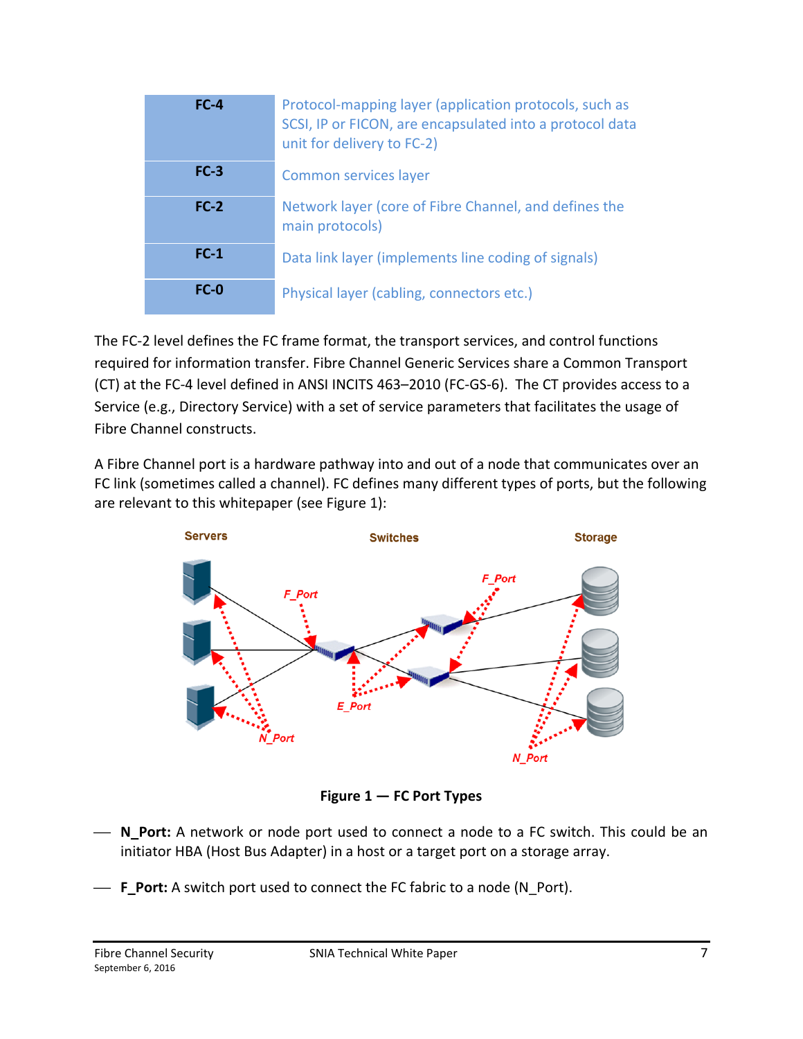| FC-4 | Protocol-mapping layer (application protocols, such as SCSI, IP or FICON, are encapsulated into a protocol data unit for delivery to FC-2) |
|---|---|
| FC-3 | Common services layer |
| FC-2 | Network layer (core of Fibre Channel, and defines the main protocols) |
| FC-1 | Data link layer (implements line coding of signals) |
| FC-0 | Physical layer (cabling, connectors etc.) |

The FC-2 level defines the FC frame format, the transport services, and control functions required for information transfer. Fibre Channel Generic Services share a Common Transport (CT) at the FC-4 level defined in ANSI INCITS 463–2010 (FC-GS-6). The CT provides access to a Service (e.g., Directory Service) with a set of service parameters that facilitates the usage of Fibre Channel constructs.

A Fibre Channel port is a hardware pathway into and out of a node that communicates over an FC link (sometimes called a channel). FC defines many different types of ports, but the following are relevant to this whitepaper (see Figure 1):

**Figure 1 — FC Port Types**

- **N_Port:** A network or node port used to connect a node to a FC switch. This could be an initiator HBA (Host Bus Adapter) in a host or a target port on a storage array.
- **F_Port:** A switch port used to connect the FC fabric to a node (N_Port).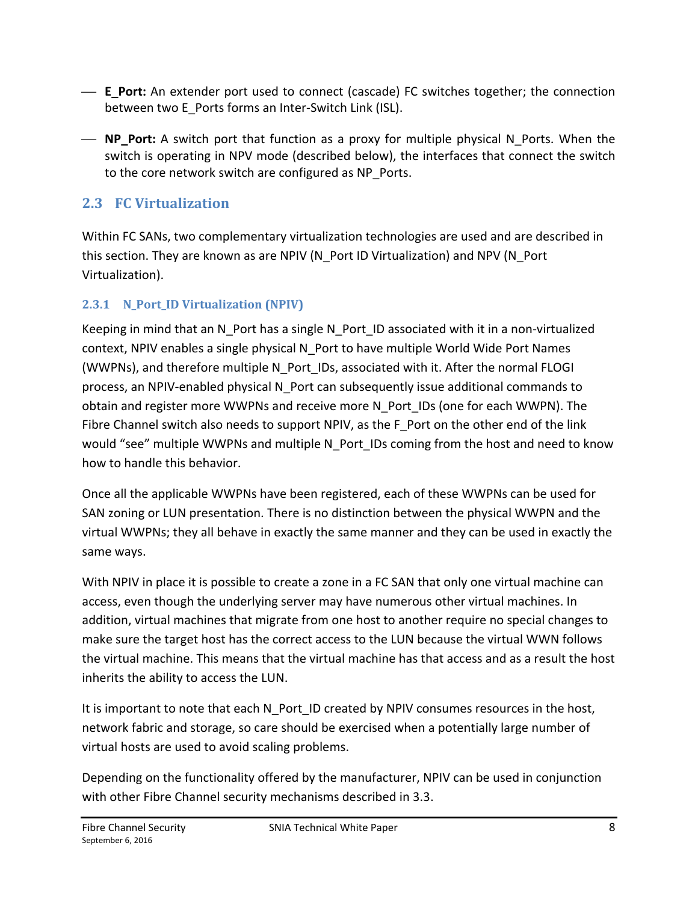- **E_Port:** An extender port used to connect (cascade) FC switches together; the connection between two E_Ports forms an Inter-Switch Link (ISL).
- **NP_Port:** A switch port that function as a proxy for multiple physical N_Ports. When the switch is operating in NPV mode (described below), the interfaces that connect the switch to the core network switch are configured as NP_Ports.

## 2.3 FC Virtualization

Within FC SANs, two complementary virtualization technologies are used and are described in this section. They are known as are NPIV (N_Port ID Virtualization) and NPV (N_Port Virtualization).

### 2.3.1 N_Port_ID Virtualization (NPIV)

Keeping in mind that an N_Port has a single N_Port_ID associated with it in a non-virtualized context, NPIV enables a single physical N_Port to have multiple World Wide Port Names (WWPNs), and therefore multiple N_Port_IDs, associated with it. After the normal FLOGI process, an NPIV-enabled physical N_Port can subsequently issue additional commands to obtain and register more WWPNs and receive more N_Port_IDs (one for each WWPN). The Fibre Channel switch also needs to support NPIV, as the F_Port on the other end of the link would "see" multiple WWPNs and multiple N_Port_IDs coming from the host and need to know how to handle this behavior.

Once all the applicable WWPNs have been registered, each of these WWPNs can be used for SAN zoning or LUN presentation. There is no distinction between the physical WWPN and the virtual WWPNs; they all behave in exactly the same manner and they can be used in exactly the same ways.

With NPIV in place it is possible to create a zone in a FC SAN that only one virtual machine can access, even though the underlying server may have numerous other virtual machines. In addition, virtual machines that migrate from one host to another require no special changes to make sure the target host has the correct access to the LUN because the virtual WWN follows the virtual machine. This means that the virtual machine has that access and as a result the host inherits the ability to access the LUN.

It is important to note that each N_Port_ID created by NPIV consumes resources in the host, network fabric and storage, so care should be exercised when a potentially large number of virtual hosts are used to avoid scaling problems.

Depending on the functionality offered by the manufacturer, NPIV can be used in conjunction with other Fibre Channel security mechanisms described in 3.3.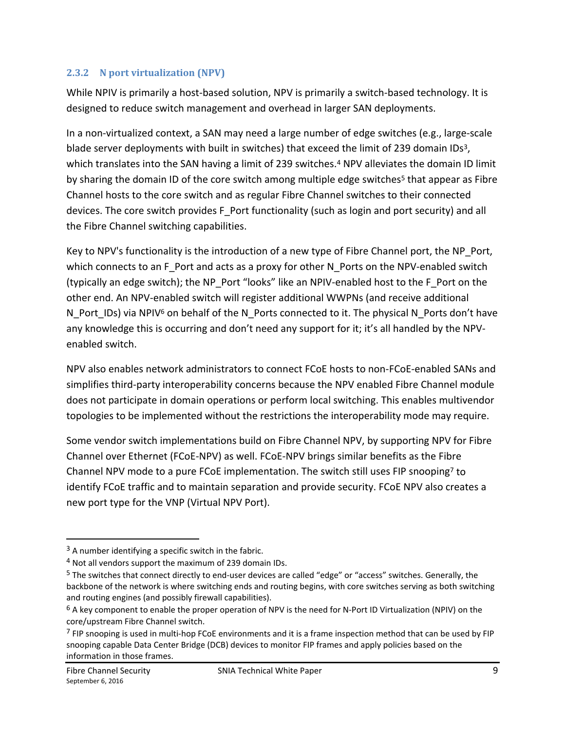### 2.3.2 N port virtualization (NPV)

While NPIV is primarily a host-based solution, NPV is primarily a switch-based technology. It is designed to reduce switch management and overhead in larger SAN deployments.

In a non-virtualized context, a SAN may need a large number of edge switches (e.g., large-scale blade server deployments with built in switches) that exceed the limit of 239 domain IDs[3], which translates into the SAN having a limit of 239 switches.[4] NPV alleviates the domain ID limit by sharing the domain ID of the core switch among multiple edge switches[5] that appear as Fibre Channel hosts to the core switch and as regular Fibre Channel switches to their connected devices. The core switch provides F_Port functionality (such as login and port security) and all the Fibre Channel switching capabilities.

Key to NPV's functionality is the introduction of a new type of Fibre Channel port, the NP_Port, which connects to an F_Port and acts as a proxy for other N_Ports on the NPV-enabled switch (typically an edge switch); the NP_Port "looks" like an NPIV-enabled host to the F_Port on the other end. An NPV-enabled switch will register additional WWPNs (and receive additional N_Port_IDs) via NPIV[6] on behalf of the N_Ports connected to it. The physical N_Ports don't have any knowledge this is occurring and don't need any support for it; it's all handled by the NPV-enabled switch.

NPV also enables network administrators to connect FCoE hosts to non-FCoE-enabled SANs and simplifies third-party interoperability concerns because the NPV enabled Fibre Channel module does not participate in domain operations or perform local switching. This enables multivendor topologies to be implemented without the restrictions the interoperability mode may require.

Some vendor switch implementations build on Fibre Channel NPV, by supporting NPV for Fibre Channel over Ethernet (FCoE-NPV) as well. FCoE-NPV brings similar benefits as the Fibre Channel NPV mode to a pure FCoE implementation. The switch still uses FIP snooping[7] to identify FCoE traffic and to maintain separation and provide security. FCoE NPV also creates a new port type for the VNP (Virtual NPV Port).

---

[3] A number identifying a specific switch in the fabric.

[4] Not all vendors support the maximum of 239 domain IDs.

[5] The switches that connect directly to end-user devices are called "edge" or "access" switches. Generally, the backbone of the network is where switching ends and routing begins, with core switches serving as both switching and routing engines (and possibly firewall capabilities).

[6] A key component to enable the proper operation of NPV is the need for N-Port ID Virtualization (NPIV) on the core/upstream Fibre Channel switch.

[7] FIP snooping is used in multi-hop FCoE environments and it is a frame inspection method that can be used by FIP snooping capable Data Center Bridge (DCB) devices to monitor FIP frames and apply policies based on the information in those frames.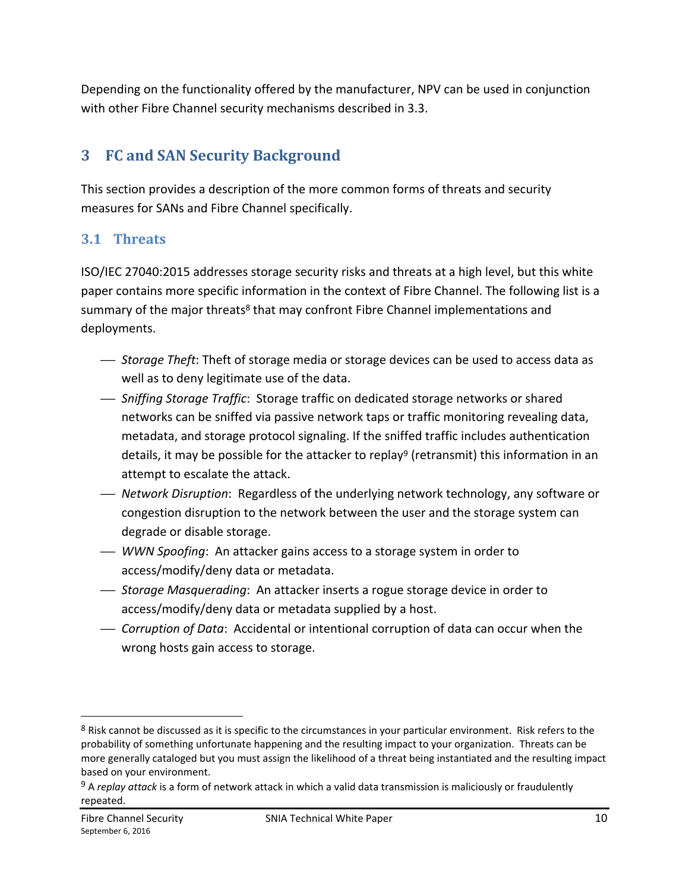Depending on the functionality offered by the manufacturer, NPV can be used in conjunction with other Fibre Channel security mechanisms described in 3.3.

# 3 FC and SAN Security Background

This section provides a description of the more common forms of threats and security measures for SANs and Fibre Channel specifically.

## 3.1 Threats

ISO/IEC 27040:2015 addresses storage security risks and threats at a high level, but this white paper contains more specific information in the context of Fibre Channel. The following list is a summary of the major threats[8] that may confront Fibre Channel implementations and deployments.

- *Storage Theft*: Theft of storage media or storage devices can be used to access data as well as to deny legitimate use of the data.
- *Sniffing Storage Traffic*: Storage traffic on dedicated storage networks or shared networks can be sniffed via passive network taps or traffic monitoring revealing data, metadata, and storage protocol signaling. If the sniffed traffic includes authentication details, it may be possible for the attacker to replay[9] (retransmit) this information in an attempt to escalate the attack.
- *Network Disruption*: Regardless of the underlying network technology, any software or congestion disruption to the network between the user and the storage system can degrade or disable storage.
- *WWN Spoofing*: An attacker gains access to a storage system in order to access/modify/deny data or metadata.
- *Storage Masquerading*: An attacker inserts a rogue storage device in order to access/modify/deny data or metadata supplied by a host.
- *Corruption of Data*: Accidental or intentional corruption of data can occur when the wrong hosts gain access to storage.

---

[8] Risk cannot be discussed as it is specific to the circumstances in your particular environment. Risk refers to the probability of something unfortunate happening and the resulting impact to your organization. Threats can be more generally cataloged but you must assign the likelihood of a threat being instantiated and the resulting impact based on your environment.

[9] A *replay attack* is a form of network attack in which a valid data transmission is maliciously or fraudulently repeated.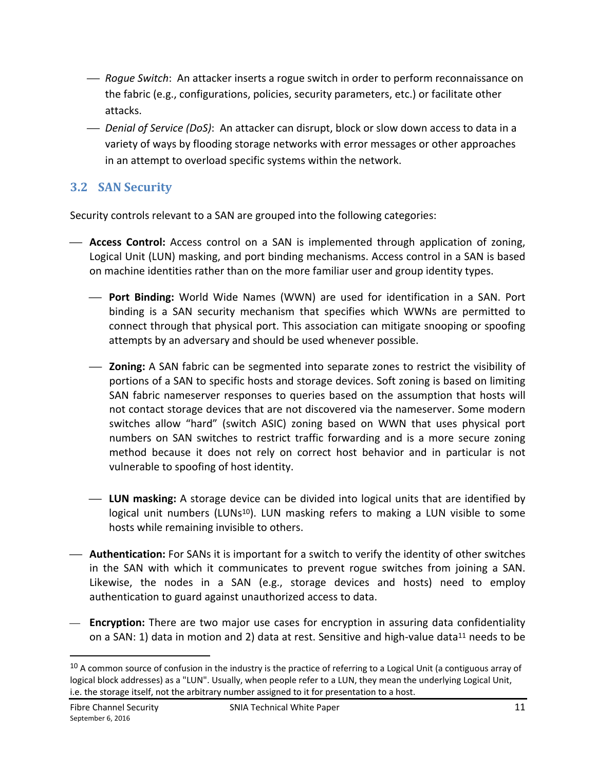- *Rogue Switch*: An attacker inserts a rogue switch in order to perform reconnaissance on the fabric (e.g., configurations, policies, security parameters, etc.) or facilitate other attacks.
- *Denial of Service (DoS)*: An attacker can disrupt, block or slow down access to data in a variety of ways by flooding storage networks with error messages or other approaches in an attempt to overload specific systems within the network.

## 3.2 SAN Security

Security controls relevant to a SAN are grouped into the following categories:

- **Access Control:** Access control on a SAN is implemented through application of zoning, Logical Unit (LUN) masking, and port binding mechanisms. Access control in a SAN is based on machine identities rather than on the more familiar user and group identity types.
  - **Port Binding:** World Wide Names (WWN) are used for identification in a SAN. Port binding is a SAN security mechanism that specifies which WWNs are permitted to connect through that physical port. This association can mitigate snooping or spoofing attempts by an adversary and should be used whenever possible.
  - **Zoning:** A SAN fabric can be segmented into separate zones to restrict the visibility of portions of a SAN to specific hosts and storage devices. Soft zoning is based on limiting SAN fabric nameserver responses to queries based on the assumption that hosts will not contact storage devices that are not discovered via the nameserver. Some modern switches allow "hard" (switch ASIC) zoning based on WWN that uses physical port numbers on SAN switches to restrict traffic forwarding and is a more secure zoning method because it does not rely on correct host behavior and in particular is not vulnerable to spoofing of host identity.
  - **LUN masking:** A storage device can be divided into logical units that are identified by logical unit numbers (LUNs[10]). LUN masking refers to making a LUN visible to some hosts while remaining invisible to others.
- **Authentication:** For SANs it is important for a switch to verify the identity of other switches in the SAN with which it communicates to prevent rogue switches from joining a SAN. Likewise, the nodes in a SAN (e.g., storage devices and hosts) need to employ authentication to guard against unauthorized access to data.
- **Encryption:** There are two major use cases for encryption in assuring data confidentiality on a SAN: 1) data in motion and 2) data at rest. Sensitive and high-value data[11] needs to be

---

[10] A common source of confusion in the industry is the practice of referring to a Logical Unit (a contiguous array of logical block addresses) as a "LUN". Usually, when people refer to a LUN, they mean the underlying Logical Unit, i.e. the storage itself, not the arbitrary number assigned to it for presentation to a host.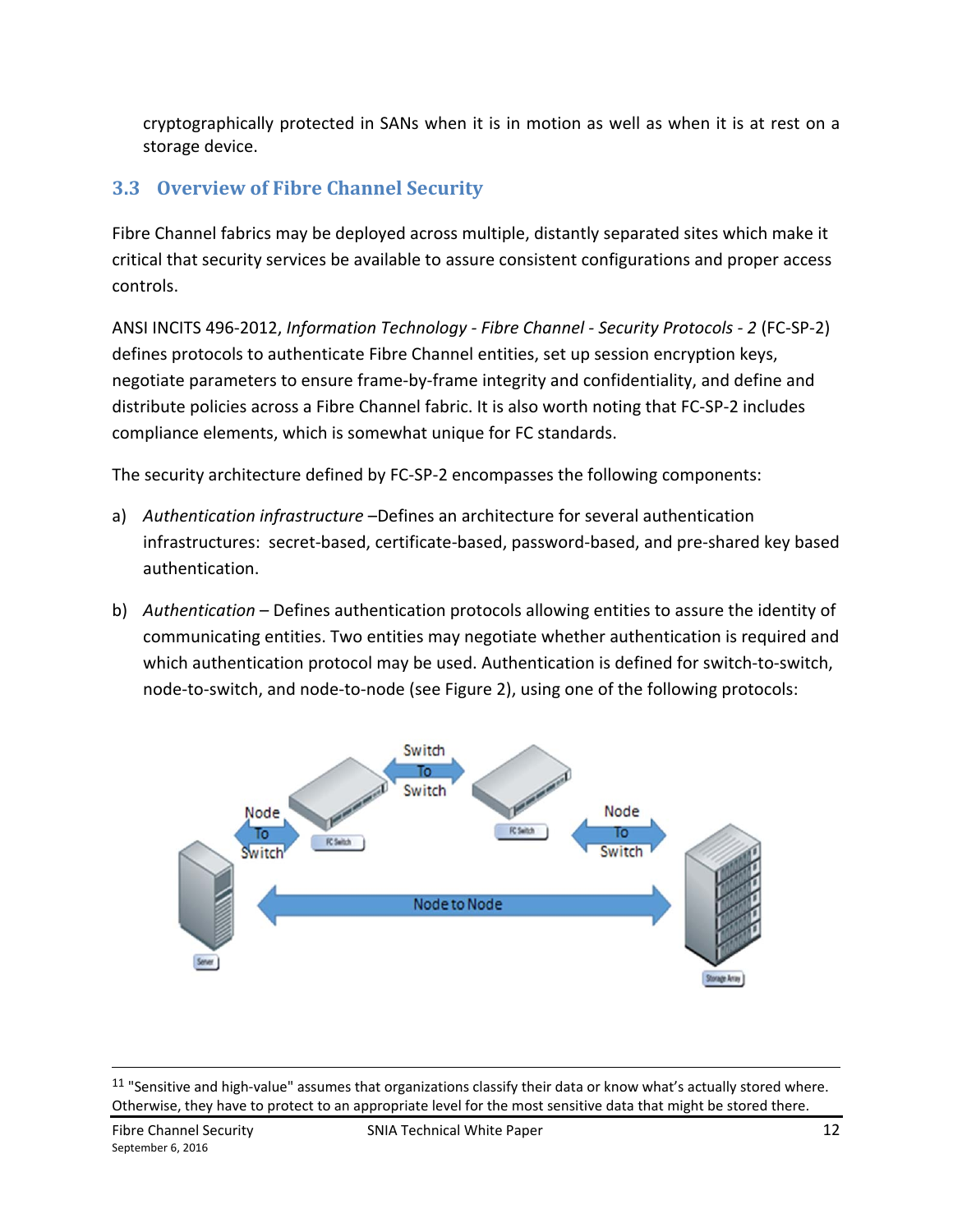cryptographically protected in SANs when it is in motion as well as when it is at rest on a storage device.

## 3.3 Overview of Fibre Channel Security

Fibre Channel fabrics may be deployed across multiple, distantly separated sites which make it critical that security services be available to assure consistent configurations and proper access controls.

ANSI INCITS 496-2012, *Information Technology - Fibre Channel - Security Protocols - 2* (FC-SP-2) defines protocols to authenticate Fibre Channel entities, set up session encryption keys, negotiate parameters to ensure frame-by-frame integrity and confidentiality, and define and distribute policies across a Fibre Channel fabric. It is also worth noting that FC-SP-2 includes compliance elements, which is somewhat unique for FC standards.

The security architecture defined by FC-SP-2 encompasses the following components:

a) *Authentication infrastructure* –Defines an architecture for several authentication infrastructures: secret-based, certificate-based, password-based, and pre-shared key based authentication.

b) *Authentication* – Defines authentication protocols allowing entities to assure the identity of communicating entities. Two entities may negotiate whether authentication is required and which authentication protocol may be used. Authentication is defined for switch-to-switch, node-to-switch, and node-to-node (see Figure 2), using one of the following protocols:

---

[11] "Sensitive and high-value" assumes that organizations classify their data or know what's actually stored where. Otherwise, they have to protect to an appropriate level for the most sensitive data that might be stored there.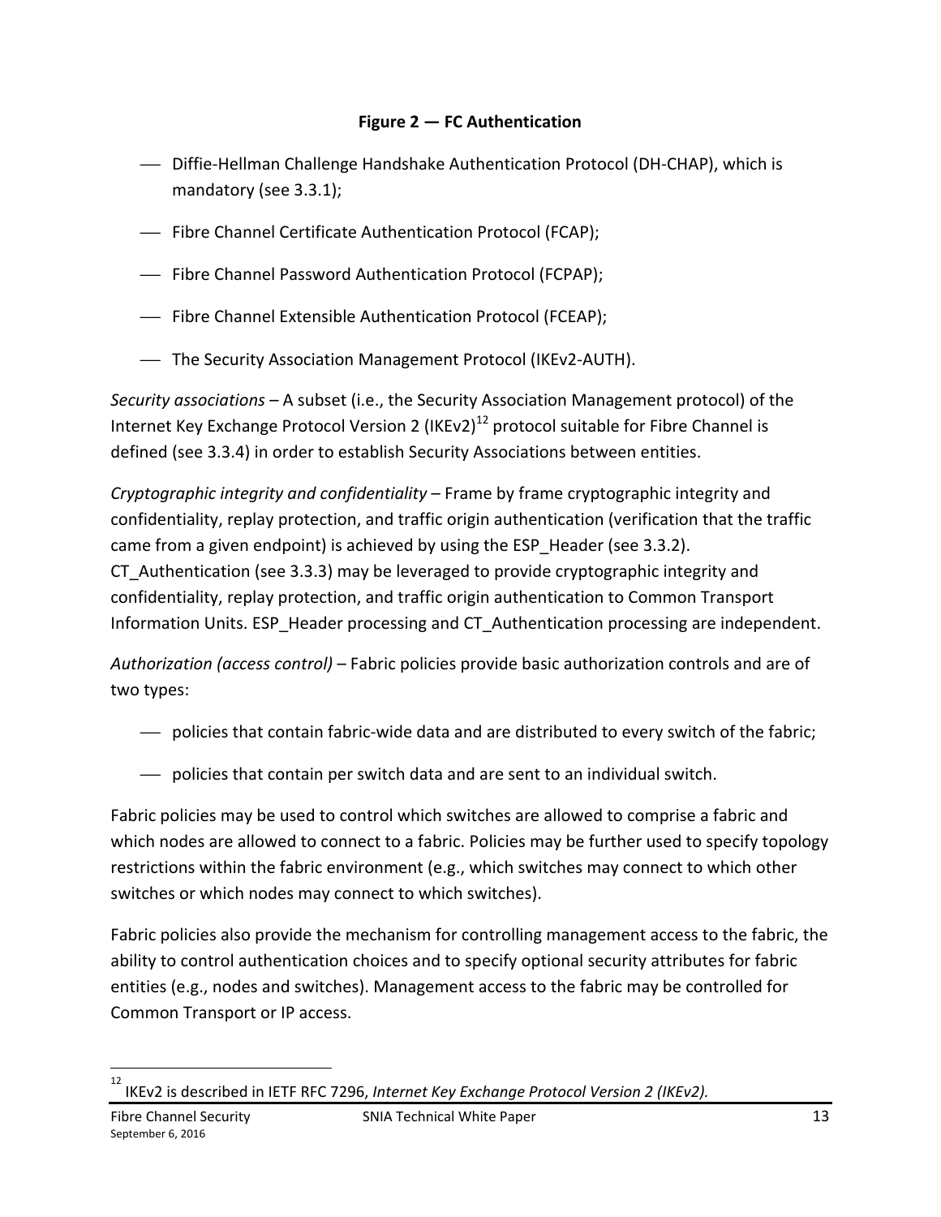**Figure 2 — FC Authentication**

- Diffie-Hellman Challenge Handshake Authentication Protocol (DH-CHAP), which is mandatory (see 3.3.1);
- Fibre Channel Certificate Authentication Protocol (FCAP);
- Fibre Channel Password Authentication Protocol (FCPAP);
- Fibre Channel Extensible Authentication Protocol (FCEAP);
- The Security Association Management Protocol (IKEv2-AUTH).

*Security associations* – A subset (i.e., the Security Association Management protocol) of the Internet Key Exchange Protocol Version 2 (IKEv2)[12] protocol suitable for Fibre Channel is defined (see 3.3.4) in order to establish Security Associations between entities.

*Cryptographic integrity and confidentiality* – Frame by frame cryptographic integrity and confidentiality, replay protection, and traffic origin authentication (verification that the traffic came from a given endpoint) is achieved by using the ESP_Header (see 3.3.2). CT_Authentication (see 3.3.3) may be leveraged to provide cryptographic integrity and confidentiality, replay protection, and traffic origin authentication to Common Transport Information Units. ESP_Header processing and CT_Authentication processing are independent.

*Authorization (access control)* – Fabric policies provide basic authorization controls and are of two types:

- policies that contain fabric-wide data and are distributed to every switch of the fabric;
- policies that contain per switch data and are sent to an individual switch.

Fabric policies may be used to control which switches are allowed to comprise a fabric and which nodes are allowed to connect to a fabric. Policies may be further used to specify topology restrictions within the fabric environment (e.g., which switches may connect to which other switches or which nodes may connect to which switches).

Fabric policies also provide the mechanism for controlling management access to the fabric, the ability to control authentication choices and to specify optional security attributes for fabric entities (e.g., nodes and switches). Management access to the fabric may be controlled for Common Transport or IP access.

[12] IKEv2 is described in IETF RFC 7296, *Internet Key Exchange Protocol Version 2 (IKEv2).*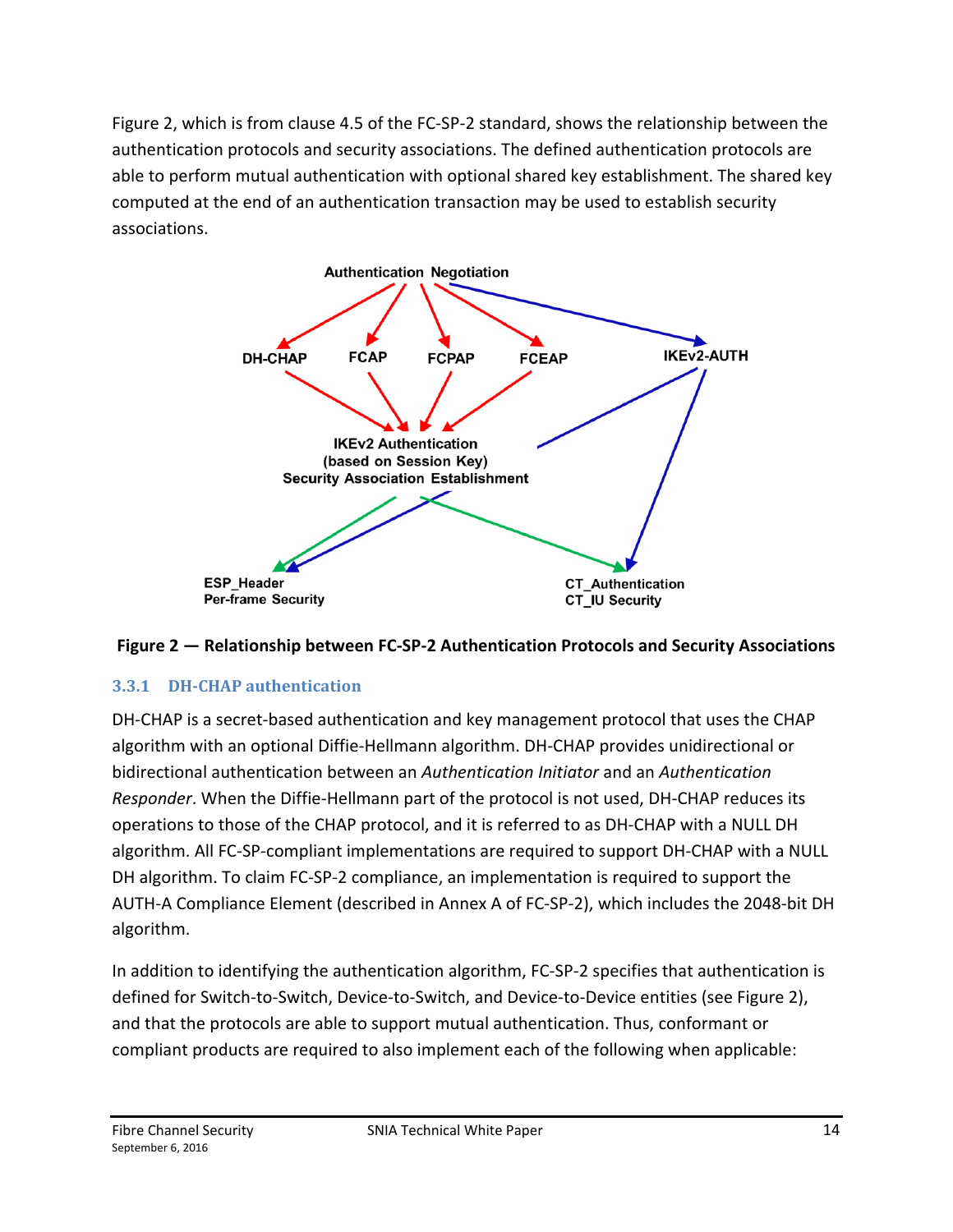Figure 2, which is from clause 4.5 of the FC-SP-2 standard, shows the relationship between the authentication protocols and security associations. The defined authentication protocols are able to perform mutual authentication with optional shared key establishment. The shared key computed at the end of an authentication transaction may be used to establish security associations.

**Figure 2 — Relationship between FC-SP-2 Authentication Protocols and Security Associations**

### 3.3.1 DH-CHAP authentication

DH-CHAP is a secret-based authentication and key management protocol that uses the CHAP algorithm with an optional Diffie-Hellmann algorithm. DH-CHAP provides unidirectional or bidirectional authentication between an *Authentication Initiator* and an *Authentication Responder*. When the Diffie-Hellmann part of the protocol is not used, DH-CHAP reduces its operations to those of the CHAP protocol, and it is referred to as DH-CHAP with a NULL DH algorithm. All FC-SP-compliant implementations are required to support DH-CHAP with a NULL DH algorithm. To claim FC-SP-2 compliance, an implementation is required to support the AUTH-A Compliance Element (described in Annex A of FC-SP-2), which includes the 2048-bit DH algorithm.

In addition to identifying the authentication algorithm, FC-SP-2 specifies that authentication is defined for Switch-to-Switch, Device-to-Switch, and Device-to-Device entities (see Figure 2), and that the protocols are able to support mutual authentication. Thus, conformant or compliant products are required to also implement each of the following when applicable: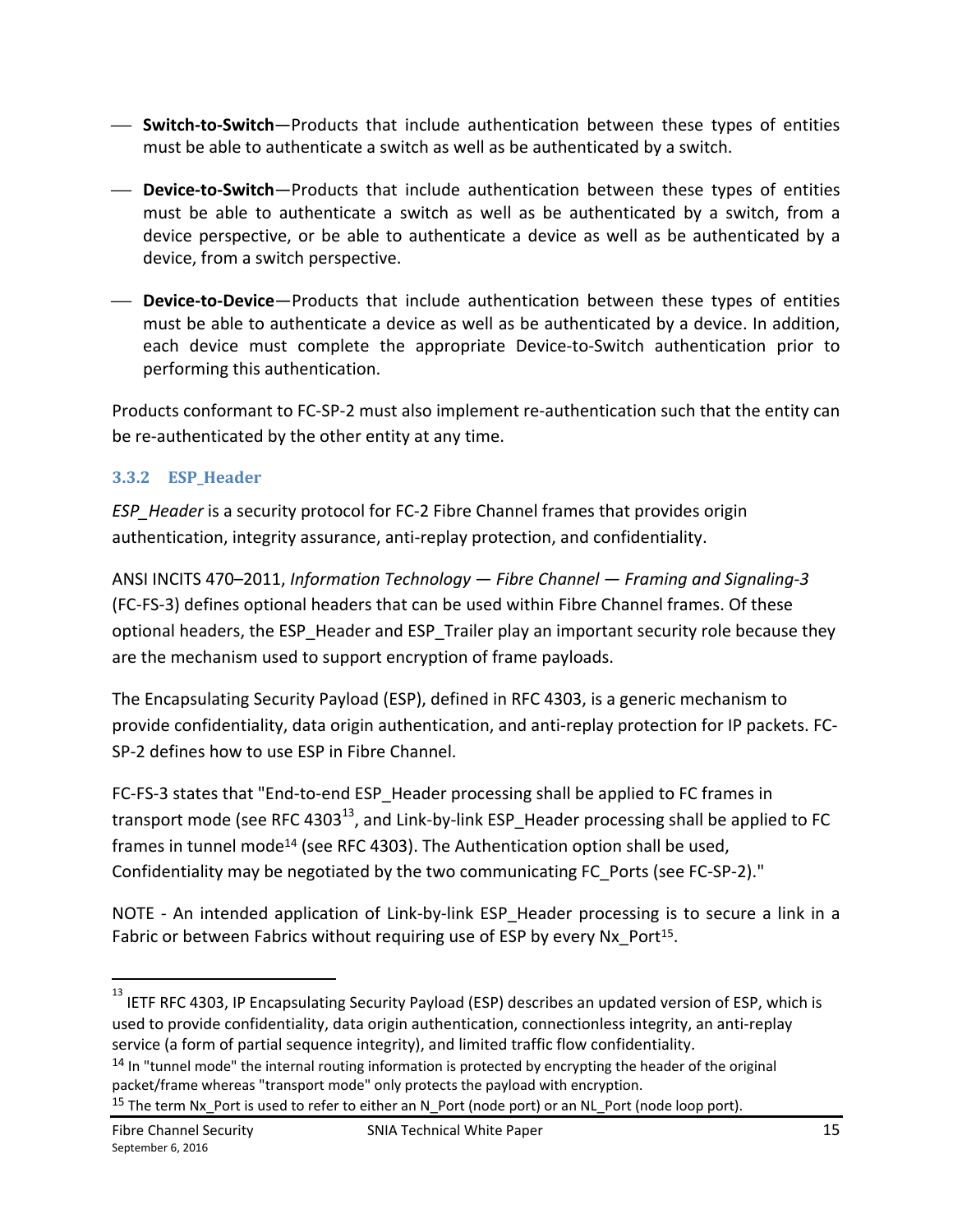- **Switch-to-Switch**—Products that include authentication between these types of entities must be able to authenticate a switch as well as be authenticated by a switch.

- **Device-to-Switch**—Products that include authentication between these types of entities must be able to authenticate a switch as well as be authenticated by a switch, from a device perspective, or be able to authenticate a device as well as be authenticated by a device, from a switch perspective.

- **Device-to-Device**—Products that include authentication between these types of entities must be able to authenticate a device as well as be authenticated by a device. In addition, each device must complete the appropriate Device-to-Switch authentication prior to performing this authentication.

Products conformant to FC-SP-2 must also implement re-authentication such that the entity can be re-authenticated by the other entity at any time.

### 3.3.2 ESP_Header

*ESP_Header* is a security protocol for FC-2 Fibre Channel frames that provides origin authentication, integrity assurance, anti-replay protection, and confidentiality.

ANSI INCITS 470–2011, *Information Technology — Fibre Channel — Framing and Signaling-3* (FC-FS-3) defines optional headers that can be used within Fibre Channel frames. Of these optional headers, the ESP_Header and ESP_Trailer play an important security role because they are the mechanism used to support encryption of frame payloads.

The Encapsulating Security Payload (ESP), defined in RFC 4303, is a generic mechanism to provide confidentiality, data origin authentication, and anti-replay protection for IP packets. FC-SP-2 defines how to use ESP in Fibre Channel.

FC-FS-3 states that "End-to-end ESP_Header processing shall be applied to FC frames in transport mode (see RFC 4303[13], and Link-by-link ESP_Header processing shall be applied to FC frames in tunnel mode[14] (see RFC 4303). The Authentication option shall be used, Confidentiality may be negotiated by the two communicating FC_Ports (see FC-SP-2)."

NOTE - An intended application of Link-by-link ESP_Header processing is to secure a link in a Fabric or between Fabrics without requiring use of ESP by every Nx_Port[15].

---

[13] IETF RFC 4303, IP Encapsulating Security Payload (ESP) describes an updated version of ESP, which is used to provide confidentiality, data origin authentication, connectionless integrity, an anti-replay service (a form of partial sequence integrity), and limited traffic flow confidentiality.

[14] In "tunnel mode" the internal routing information is protected by encrypting the header of the original packet/frame whereas "transport mode" only protects the payload with encryption.

[15] The term Nx_Port is used to refer to either an N_Port (node port) or an NL_Port (node loop port).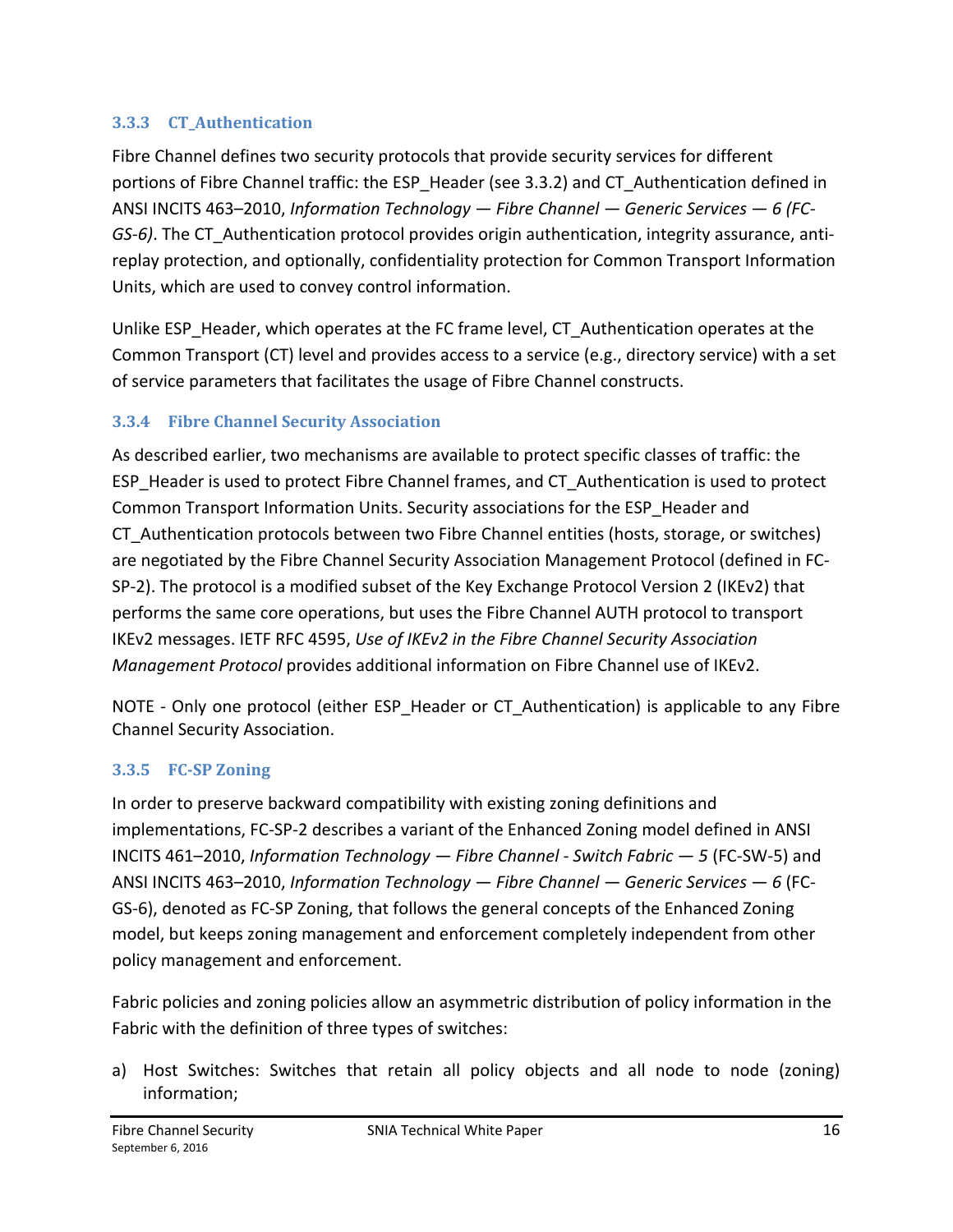### 3.3.3 CT_Authentication

Fibre Channel defines two security protocols that provide security services for different portions of Fibre Channel traffic: the ESP_Header (see 3.3.2) and CT_Authentication defined in ANSI INCITS 463–2010, *Information Technology — Fibre Channel — Generic Services — 6 (FC-GS-6)*. The CT_Authentication protocol provides origin authentication, integrity assurance, anti-replay protection, and optionally, confidentiality protection for Common Transport Information Units, which are used to convey control information.

Unlike ESP_Header, which operates at the FC frame level, CT_Authentication operates at the Common Transport (CT) level and provides access to a service (e.g., directory service) with a set of service parameters that facilitates the usage of Fibre Channel constructs.

### 3.3.4 Fibre Channel Security Association

As described earlier, two mechanisms are available to protect specific classes of traffic: the ESP_Header is used to protect Fibre Channel frames, and CT_Authentication is used to protect Common Transport Information Units. Security associations for the ESP_Header and CT_Authentication protocols between two Fibre Channel entities (hosts, storage, or switches) are negotiated by the Fibre Channel Security Association Management Protocol (defined in FC-SP-2). The protocol is a modified subset of the Key Exchange Protocol Version 2 (IKEv2) that performs the same core operations, but uses the Fibre Channel AUTH protocol to transport IKEv2 messages. IETF RFC 4595, *Use of IKEv2 in the Fibre Channel Security Association Management Protocol* provides additional information on Fibre Channel use of IKEv2.

NOTE - Only one protocol (either ESP_Header or CT_Authentication) is applicable to any Fibre Channel Security Association.

### 3.3.5 FC-SP Zoning

In order to preserve backward compatibility with existing zoning definitions and implementations, FC-SP-2 describes a variant of the Enhanced Zoning model defined in ANSI INCITS 461–2010, *Information Technology — Fibre Channel - Switch Fabric — 5* (FC-SW-5) and ANSI INCITS 463–2010, *Information Technology — Fibre Channel — Generic Services — 6* (FC-GS-6), denoted as FC-SP Zoning, that follows the general concepts of the Enhanced Zoning model, but keeps zoning management and enforcement completely independent from other policy management and enforcement.

Fabric policies and zoning policies allow an asymmetric distribution of policy information in the Fabric with the definition of three types of switches:

a) Host Switches: Switches that retain all policy objects and all node to node (zoning) information;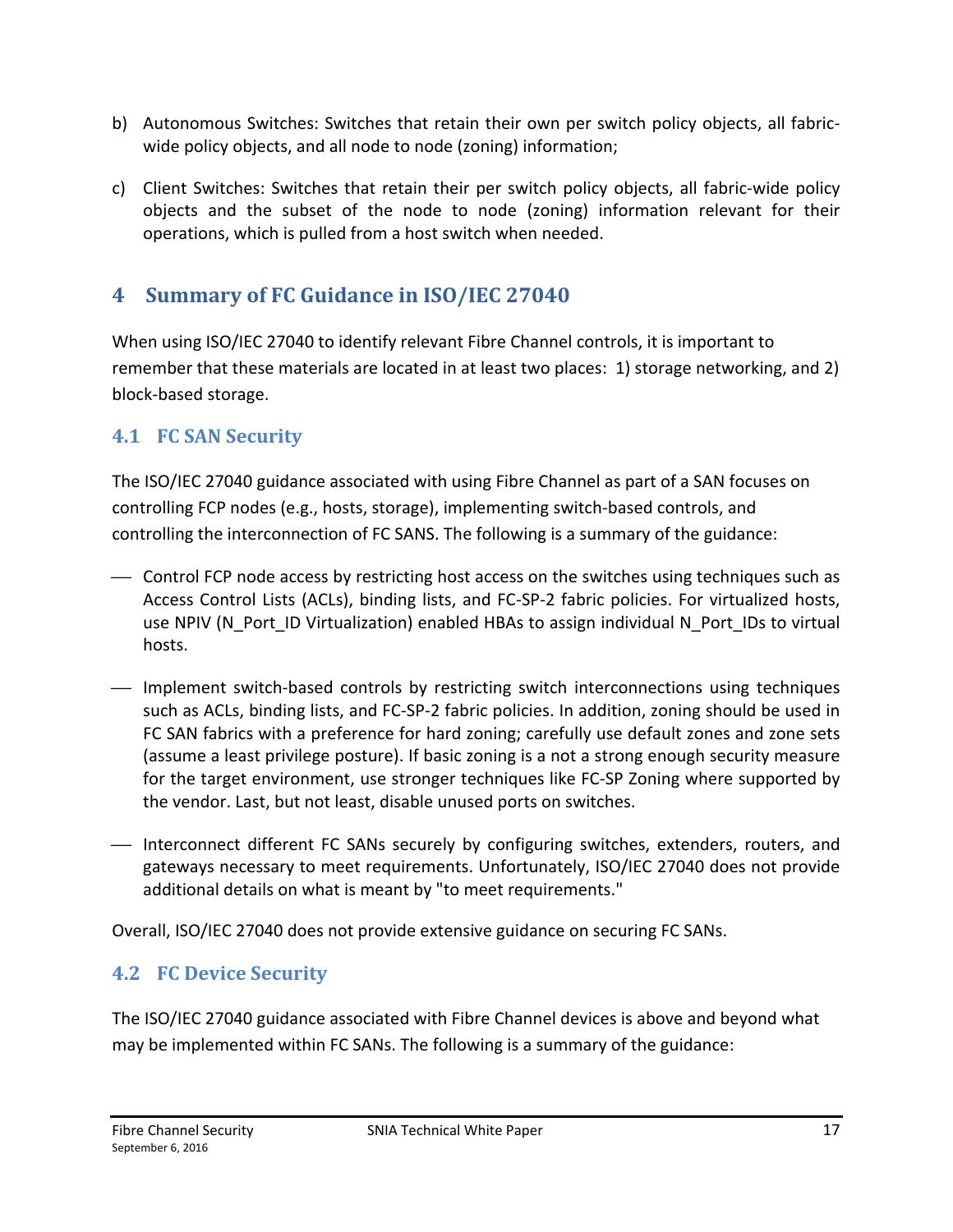b) Autonomous Switches: Switches that retain their own per switch policy objects, all fabric-wide policy objects, and all node to node (zoning) information;

c) Client Switches: Switches that retain their per switch policy objects, all fabric-wide policy objects and the subset of the node to node (zoning) information relevant for their operations, which is pulled from a host switch when needed.

# 4 Summary of FC Guidance in ISO/IEC 27040

When using ISO/IEC 27040 to identify relevant Fibre Channel controls, it is important to remember that these materials are located in at least two places: 1) storage networking, and 2) block-based storage.

## 4.1 FC SAN Security

The ISO/IEC 27040 guidance associated with using Fibre Channel as part of a SAN focuses on controlling FCP nodes (e.g., hosts, storage), implementing switch-based controls, and controlling the interconnection of FC SANS. The following is a summary of the guidance:

- Control FCP node access by restricting host access on the switches using techniques such as Access Control Lists (ACLs), binding lists, and FC-SP-2 fabric policies. For virtualized hosts, use NPIV (N_Port_ID Virtualization) enabled HBAs to assign individual N_Port_IDs to virtual hosts.
- Implement switch-based controls by restricting switch interconnections using techniques such as ACLs, binding lists, and FC-SP-2 fabric policies. In addition, zoning should be used in FC SAN fabrics with a preference for hard zoning; carefully use default zones and zone sets (assume a least privilege posture). If basic zoning is a not a strong enough security measure for the target environment, use stronger techniques like FC-SP Zoning where supported by the vendor. Last, but not least, disable unused ports on switches.
- Interconnect different FC SANs securely by configuring switches, extenders, routers, and gateways necessary to meet requirements. Unfortunately, ISO/IEC 27040 does not provide additional details on what is meant by "to meet requirements."

Overall, ISO/IEC 27040 does not provide extensive guidance on securing FC SANs.

## 4.2 FC Device Security

The ISO/IEC 27040 guidance associated with Fibre Channel devices is above and beyond what may be implemented within FC SANs. The following is a summary of the guidance: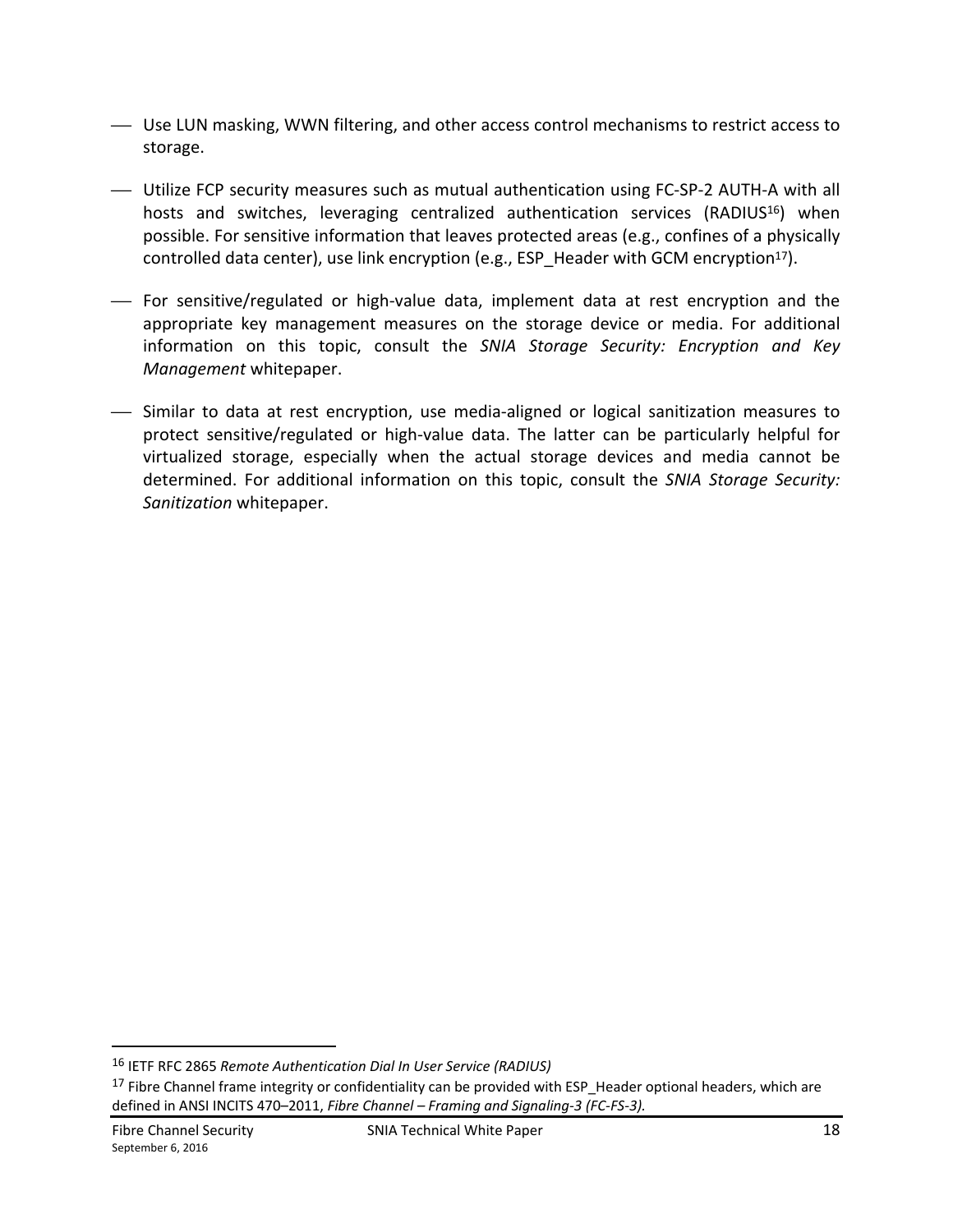- Use LUN masking, WWN filtering, and other access control mechanisms to restrict access to storage.

- Utilize FCP security measures such as mutual authentication using FC-SP-2 AUTH-A with all hosts and switches, leveraging centralized authentication services (RADIUS[16]) when possible. For sensitive information that leaves protected areas (e.g., confines of a physically controlled data center), use link encryption (e.g., ESP_Header with GCM encryption[17]).

- For sensitive/regulated or high-value data, implement data at rest encryption and the appropriate key management measures on the storage device or media. For additional information on this topic, consult the *SNIA Storage Security: Encryption and Key Management* whitepaper.

- Similar to data at rest encryption, use media-aligned or logical sanitization measures to protect sensitive/regulated or high-value data. The latter can be particularly helpful for virtualized storage, especially when the actual storage devices and media cannot be determined. For additional information on this topic, consult the *SNIA Storage Security: Sanitization* whitepaper.

---

[16] IETF RFC 2865 *Remote Authentication Dial In User Service (RADIUS)*

[17] Fibre Channel frame integrity or confidentiality can be provided with ESP_Header optional headers, which are defined in ANSI INCITS 470–2011, *Fibre Channel – Framing and Signaling-3 (FC-FS-3).*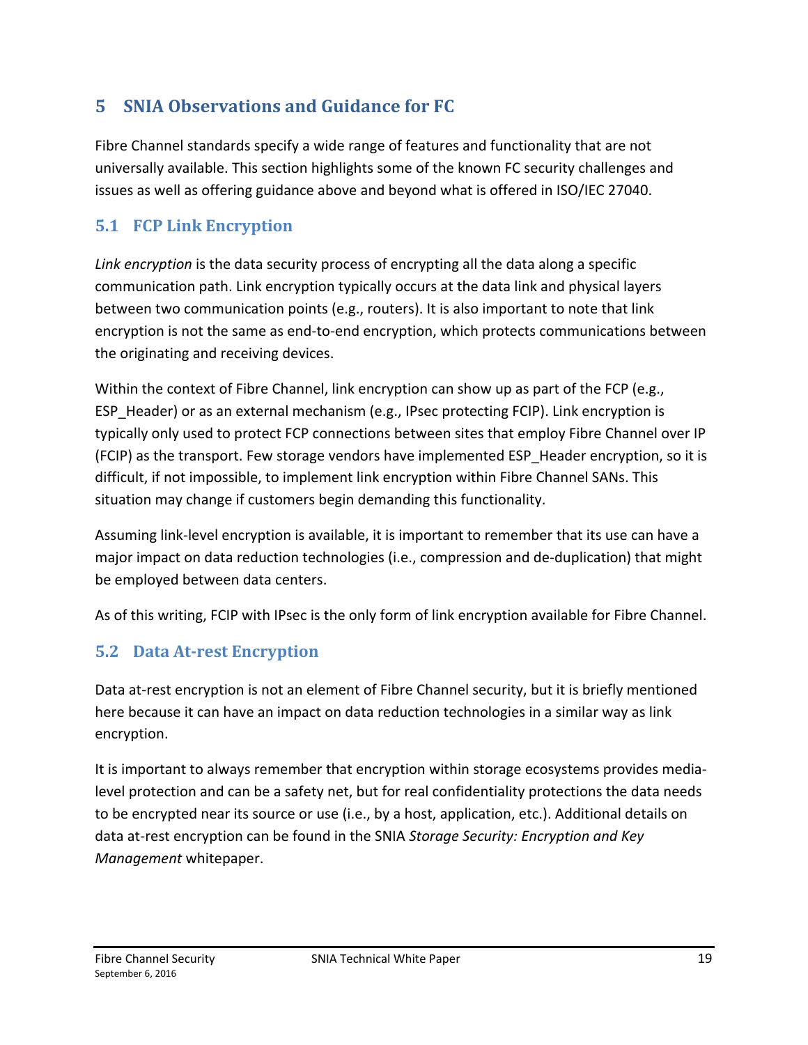# 5 SNIA Observations and Guidance for FC

Fibre Channel standards specify a wide range of features and functionality that are not universally available. This section highlights some of the known FC security challenges and issues as well as offering guidance above and beyond what is offered in ISO/IEC 27040.

## 5.1 FCP Link Encryption

*Link encryption* is the data security process of encrypting all the data along a specific communication path. Link encryption typically occurs at the data link and physical layers between two communication points (e.g., routers). It is also important to note that link encryption is not the same as end-to-end encryption, which protects communications between the originating and receiving devices.

Within the context of Fibre Channel, link encryption can show up as part of the FCP (e.g., ESP_Header) or as an external mechanism (e.g., IPsec protecting FCIP). Link encryption is typically only used to protect FCP connections between sites that employ Fibre Channel over IP (FCIP) as the transport. Few storage vendors have implemented ESP_Header encryption, so it is difficult, if not impossible, to implement link encryption within Fibre Channel SANs. This situation may change if customers begin demanding this functionality.

Assuming link-level encryption is available, it is important to remember that its use can have a major impact on data reduction technologies (i.e., compression and de-duplication) that might be employed between data centers.

As of this writing, FCIP with IPsec is the only form of link encryption available for Fibre Channel.

## 5.2 Data At-rest Encryption

Data at-rest encryption is not an element of Fibre Channel security, but it is briefly mentioned here because it can have an impact on data reduction technologies in a similar way as link encryption.

It is important to always remember that encryption within storage ecosystems provides media-level protection and can be a safety net, but for real confidentiality protections the data needs to be encrypted near its source or use (i.e., by a host, application, etc.). Additional details on data at-rest encryption can be found in the SNIA *Storage Security: Encryption and Key Management* whitepaper.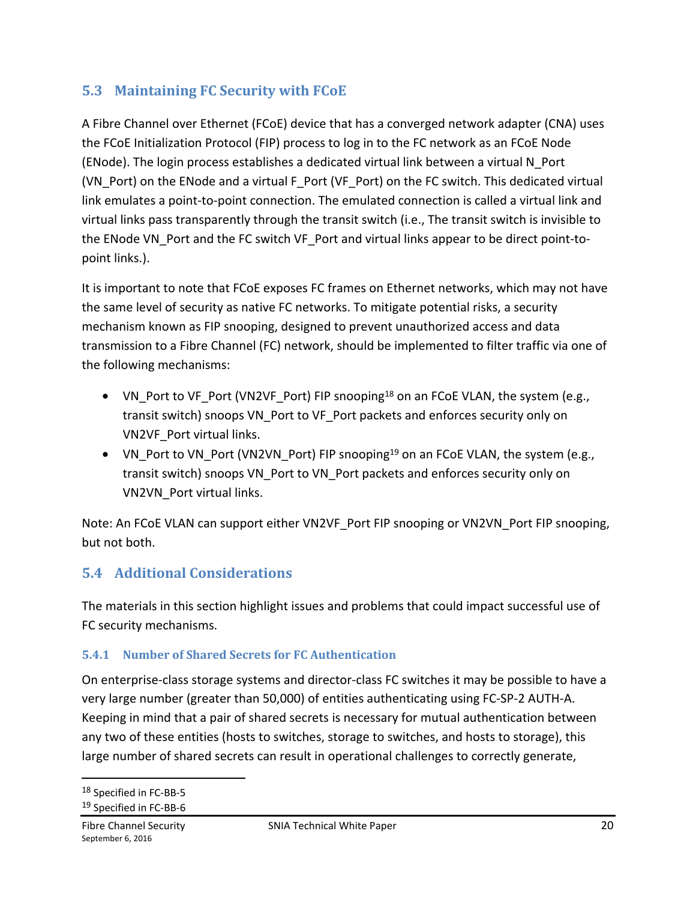## 5.3 Maintaining FC Security with FCoE

A Fibre Channel over Ethernet (FCoE) device that has a converged network adapter (CNA) uses the FCoE Initialization Protocol (FIP) process to log in to the FC network as an FCoE Node (ENode). The login process establishes a dedicated virtual link between a virtual N_Port (VN_Port) on the ENode and a virtual F_Port (VF_Port) on the FC switch. This dedicated virtual link emulates a point-to-point connection. The emulated connection is called a virtual link and virtual links pass transparently through the transit switch (i.e., The transit switch is invisible to the ENode VN_Port and the FC switch VF_Port and virtual links appear to be direct point-to-point links.).

It is important to note that FCoE exposes FC frames on Ethernet networks, which may not have the same level of security as native FC networks. To mitigate potential risks, a security mechanism known as FIP snooping, designed to prevent unauthorized access and data transmission to a Fibre Channel (FC) network, should be implemented to filter traffic via one of the following mechanisms:

- VN_Port to VF_Port (VN2VF_Port) FIP snooping[18] on an FCoE VLAN, the system (e.g., transit switch) snoops VN_Port to VF_Port packets and enforces security only on VN2VF_Port virtual links.
- VN_Port to VN_Port (VN2VN_Port) FIP snooping[19] on an FCoE VLAN, the system (e.g., transit switch) snoops VN_Port to VN_Port packets and enforces security only on VN2VN_Port virtual links.

Note: An FCoE VLAN can support either VN2VF_Port FIP snooping or VN2VN_Port FIP snooping, but not both.

## 5.4 Additional Considerations

The materials in this section highlight issues and problems that could impact successful use of FC security mechanisms.

### 5.4.1 Number of Shared Secrets for FC Authentication

On enterprise-class storage systems and director-class FC switches it may be possible to have a very large number (greater than 50,000) of entities authenticating using FC-SP-2 AUTH-A. Keeping in mind that a pair of shared secrets is necessary for mutual authentication between any two of these entities (hosts to switches, storage to switches, and hosts to storage), this large number of shared secrets can result in operational challenges to correctly generate,

[18] Specified in FC-BB-5

[19] Specified in FC-BB-6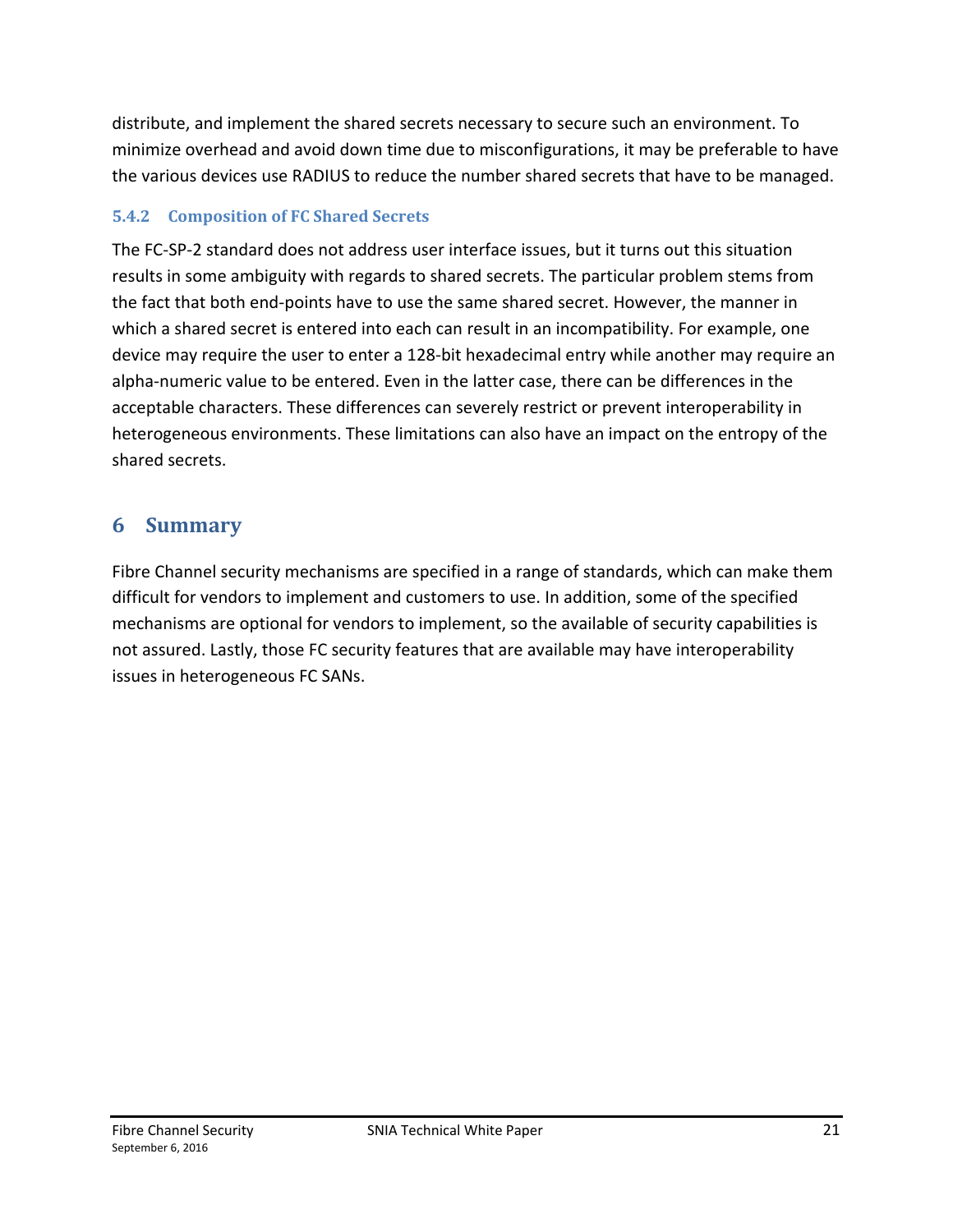distribute, and implement the shared secrets necessary to secure such an environment. To minimize overhead and avoid down time due to misconfigurations, it may be preferable to have the various devices use RADIUS to reduce the number shared secrets that have to be managed.

### 5.4.2 Composition of FC Shared Secrets

The FC-SP-2 standard does not address user interface issues, but it turns out this situation results in some ambiguity with regards to shared secrets. The particular problem stems from the fact that both end-points have to use the same shared secret. However, the manner in which a shared secret is entered into each can result in an incompatibility. For example, one device may require the user to enter a 128-bit hexadecimal entry while another may require an alpha-numeric value to be entered. Even in the latter case, there can be differences in the acceptable characters. These differences can severely restrict or prevent interoperability in heterogeneous environments. These limitations can also have an impact on the entropy of the shared secrets.

# 6 Summary

Fibre Channel security mechanisms are specified in a range of standards, which can make them difficult for vendors to implement and customers to use. In addition, some of the specified mechanisms are optional for vendors to implement, so the available of security capabilities is not assured. Lastly, those FC security features that are available may have interoperability issues in heterogeneous FC SANs.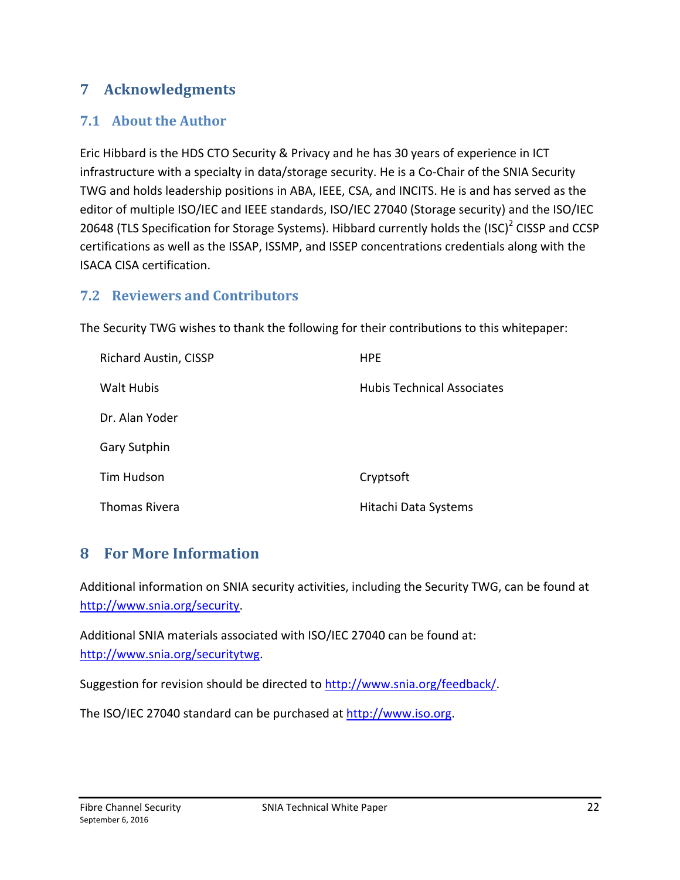# 7 Acknowledgments

## 7.1 About the Author

Eric Hibbard is the HDS CTO Security & Privacy and he has 30 years of experience in ICT infrastructure with a specialty in data/storage security. He is a Co-Chair of the SNIA Security TWG and holds leadership positions in ABA, IEEE, CSA, and INCITS. He is and has served as the editor of multiple ISO/IEC and IEEE standards, ISO/IEC 27040 (Storage security) and the ISO/IEC 20648 (TLS Specification for Storage Systems). Hibbard currently holds the $(ISC)^2$ CISSP and CCSP certifications as well as the ISSAP, ISSMP, and ISSEP concentrations credentials along with the ISACA CISA certification.

## 7.2 Reviewers and Contributors

The Security TWG wishes to thank the following for their contributions to this whitepaper:

| | |
|---|---|
| Richard Austin, CISSP | HPE |
| Walt Hubis | Hubis Technical Associates |
| Dr. Alan Yoder | |
| Gary Sutphin | |
| Tim Hudson | Cryptsoft |
| Thomas Rivera | Hitachi Data Systems |

# 8 For More Information

Additional information on SNIA security activities, including the Security TWG, can be found at http://www.snia.org/security.

Additional SNIA materials associated with ISO/IEC 27040 can be found at: http://www.snia.org/securitytwg.

Suggestion for revision should be directed to http://www.snia.org/feedback/.

The ISO/IEC 27040 standard can be purchased at http://www.iso.org.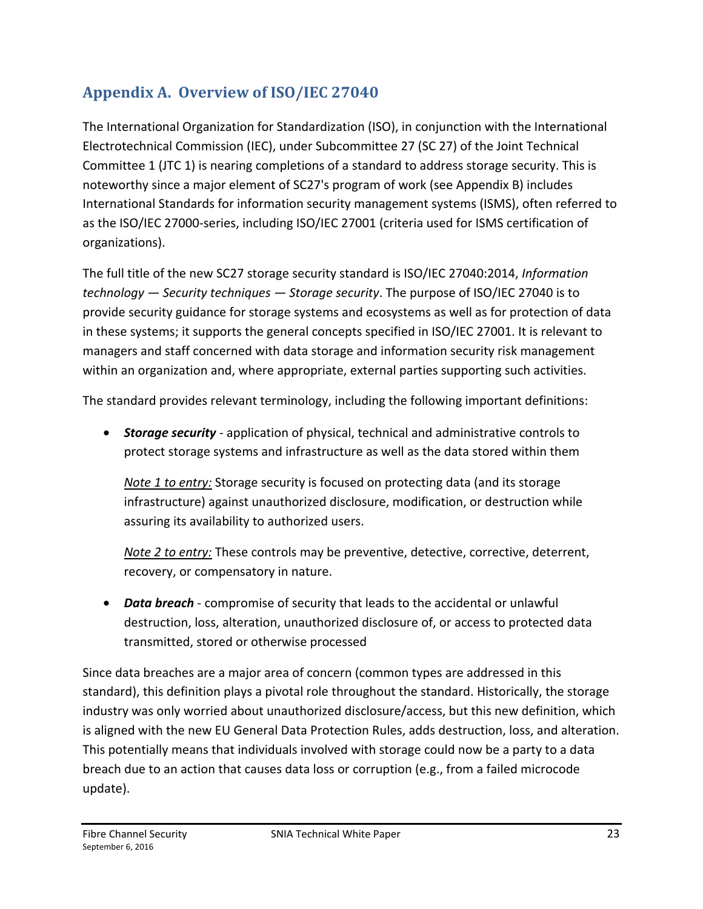# Appendix A. Overview of ISO/IEC 27040

The International Organization for Standardization (ISO), in conjunction with the International Electrotechnical Commission (IEC), under Subcommittee 27 (SC 27) of the Joint Technical Committee 1 (JTC 1) is nearing completions of a standard to address storage security. This is noteworthy since a major element of SC27's program of work (see Appendix B) includes International Standards for information security management systems (ISMS), often referred to as the ISO/IEC 27000-series, including ISO/IEC 27001 (criteria used for ISMS certification of organizations).

The full title of the new SC27 storage security standard is ISO/IEC 27040:2014, *Information technology — Security techniques — Storage security*. The purpose of ISO/IEC 27040 is to provide security guidance for storage systems and ecosystems as well as for protection of data in these systems; it supports the general concepts specified in ISO/IEC 27001. It is relevant to managers and staff concerned with data storage and information security risk management within an organization and, where appropriate, external parties supporting such activities.

The standard provides relevant terminology, including the following important definitions:

- ***Storage security*** - application of physical, technical and administrative controls to protect storage systems and infrastructure as well as the data stored within them

  <u>*Note 1 to entry:*</u> Storage security is focused on protecting data (and its storage infrastructure) against unauthorized disclosure, modification, or destruction while assuring its availability to authorized users.

  <u>*Note 2 to entry:*</u> These controls may be preventive, detective, corrective, deterrent, recovery, or compensatory in nature.

- ***Data breach*** - compromise of security that leads to the accidental or unlawful destruction, loss, alteration, unauthorized disclosure of, or access to protected data transmitted, stored or otherwise processed

Since data breaches are a major area of concern (common types are addressed in this standard), this definition plays a pivotal role throughout the standard. Historically, the storage industry was only worried about unauthorized disclosure/access, but this new definition, which is aligned with the new EU General Data Protection Rules, adds destruction, loss, and alteration. This potentially means that individuals involved with storage could now be a party to a data breach due to an action that causes data loss or corruption (e.g., from a failed microcode update).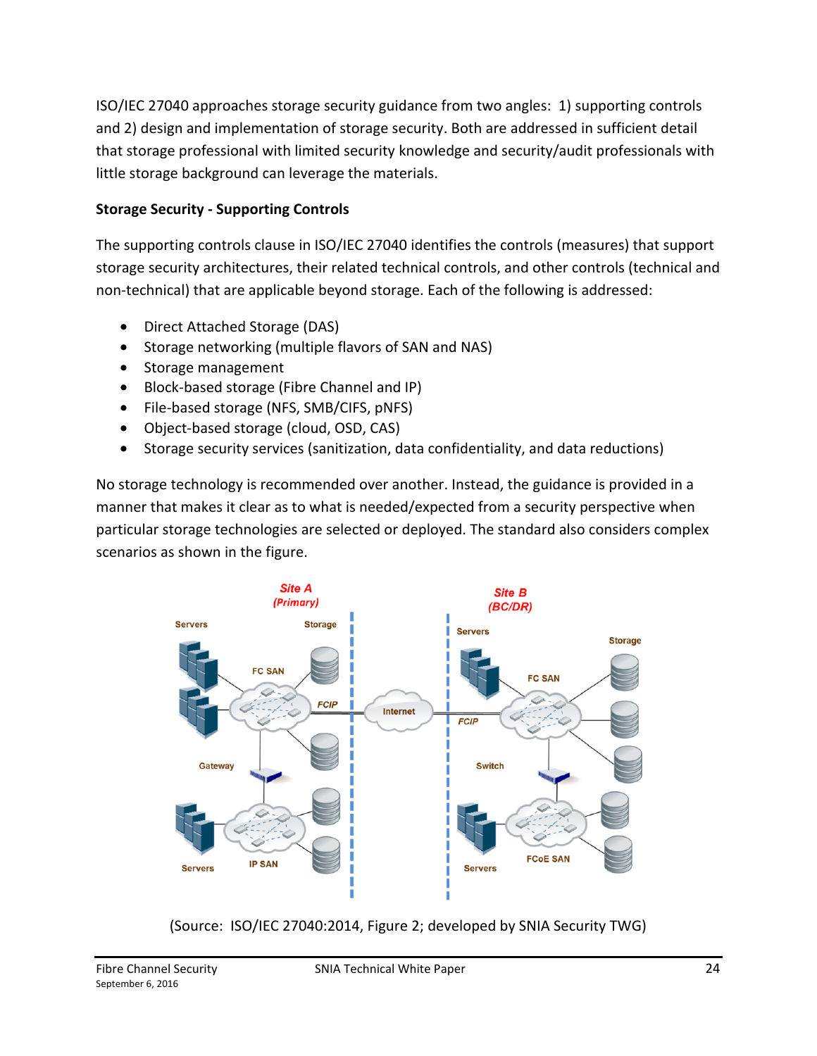ISO/IEC 27040 approaches storage security guidance from two angles: 1) supporting controls and 2) design and implementation of storage security. Both are addressed in sufficient detail that storage professional with limited security knowledge and security/audit professionals with little storage background can leverage the materials.

**Storage Security - Supporting Controls**

The supporting controls clause in ISO/IEC 27040 identifies the controls (measures) that support storage security architectures, their related technical controls, and other controls (technical and non-technical) that are applicable beyond storage. Each of the following is addressed:

- Direct Attached Storage (DAS)
- Storage networking (multiple flavors of SAN and NAS)
- Storage management
- Block-based storage (Fibre Channel and IP)
- File-based storage (NFS, SMB/CIFS, pNFS)
- Object-based storage (cloud, OSD, CAS)
- Storage security services (sanitization, data confidentiality, and data reductions)

No storage technology is recommended over another. Instead, the guidance is provided in a manner that makes it clear as to what is needed/expected from a security perspective when particular storage technologies are selected or deployed. The standard also considers complex scenarios as shown in the figure.

(Source: ISO/IEC 27040:2014, Figure 2; developed by SNIA Security TWG)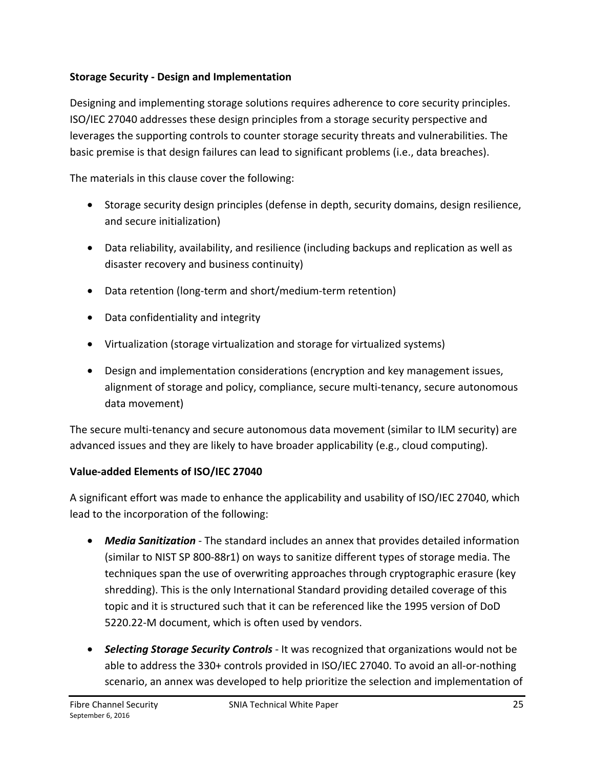**Storage Security - Design and Implementation**

Designing and implementing storage solutions requires adherence to core security principles. ISO/IEC 27040 addresses these design principles from a storage security perspective and leverages the supporting controls to counter storage security threats and vulnerabilities. The basic premise is that design failures can lead to significant problems (i.e., data breaches).

The materials in this clause cover the following:

- Storage security design principles (defense in depth, security domains, design resilience, and secure initialization)
- Data reliability, availability, and resilience (including backups and replication as well as disaster recovery and business continuity)
- Data retention (long-term and short/medium-term retention)
- Data confidentiality and integrity
- Virtualization (storage virtualization and storage for virtualized systems)
- Design and implementation considerations (encryption and key management issues, alignment of storage and policy, compliance, secure multi-tenancy, secure autonomous data movement)

The secure multi-tenancy and secure autonomous data movement (similar to ILM security) are advanced issues and they are likely to have broader applicability (e.g., cloud computing).

**Value-added Elements of ISO/IEC 27040**

A significant effort was made to enhance the applicability and usability of ISO/IEC 27040, which lead to the incorporation of the following:

- ***Media Sanitization*** - The standard includes an annex that provides detailed information (similar to NIST SP 800-88r1) on ways to sanitize different types of storage media. The techniques span the use of overwriting approaches through cryptographic erasure (key shredding). This is the only International Standard providing detailed coverage of this topic and it is structured such that it can be referenced like the 1995 version of DoD 5220.22-M document, which is often used by vendors.
- ***Selecting Storage Security Controls*** - It was recognized that organizations would not be able to address the 330+ controls provided in ISO/IEC 27040. To avoid an all-or-nothing scenario, an annex was developed to help prioritize the selection and implementation of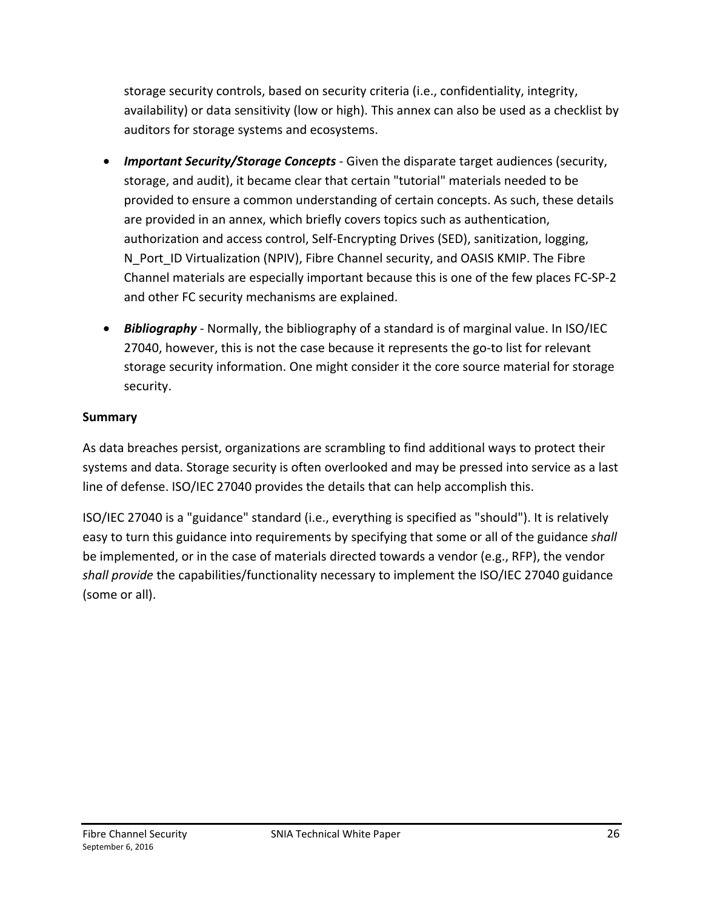storage security controls, based on security criteria (i.e., confidentiality, integrity, availability) or data sensitivity (low or high). This annex can also be used as a checklist by auditors for storage systems and ecosystems.

- ***Important Security/Storage Concepts*** - Given the disparate target audiences (security, storage, and audit), it became clear that certain "tutorial" materials needed to be provided to ensure a common understanding of certain concepts. As such, these details are provided in an annex, which briefly covers topics such as authentication, authorization and access control, Self-Encrypting Drives (SED), sanitization, logging, N_Port_ID Virtualization (NPIV), Fibre Channel security, and OASIS KMIP. The Fibre Channel materials are especially important because this is one of the few places FC-SP-2 and other FC security mechanisms are explained.
- ***Bibliography*** - Normally, the bibliography of a standard is of marginal value. In ISO/IEC 27040, however, this is not the case because it represents the go-to list for relevant storage security information. One might consider it the core source material for storage security.

**Summary**

As data breaches persist, organizations are scrambling to find additional ways to protect their systems and data. Storage security is often overlooked and may be pressed into service as a last line of defense. ISO/IEC 27040 provides the details that can help accomplish this.

ISO/IEC 27040 is a "guidance" standard (i.e., everything is specified as "should"). It is relatively easy to turn this guidance into requirements by specifying that some or all of the guidance *shall* be implemented, or in the case of materials directed towards a vendor (e.g., RFP), the vendor *shall provide* the capabilities/functionality necessary to implement the ISO/IEC 27040 guidance (some or all).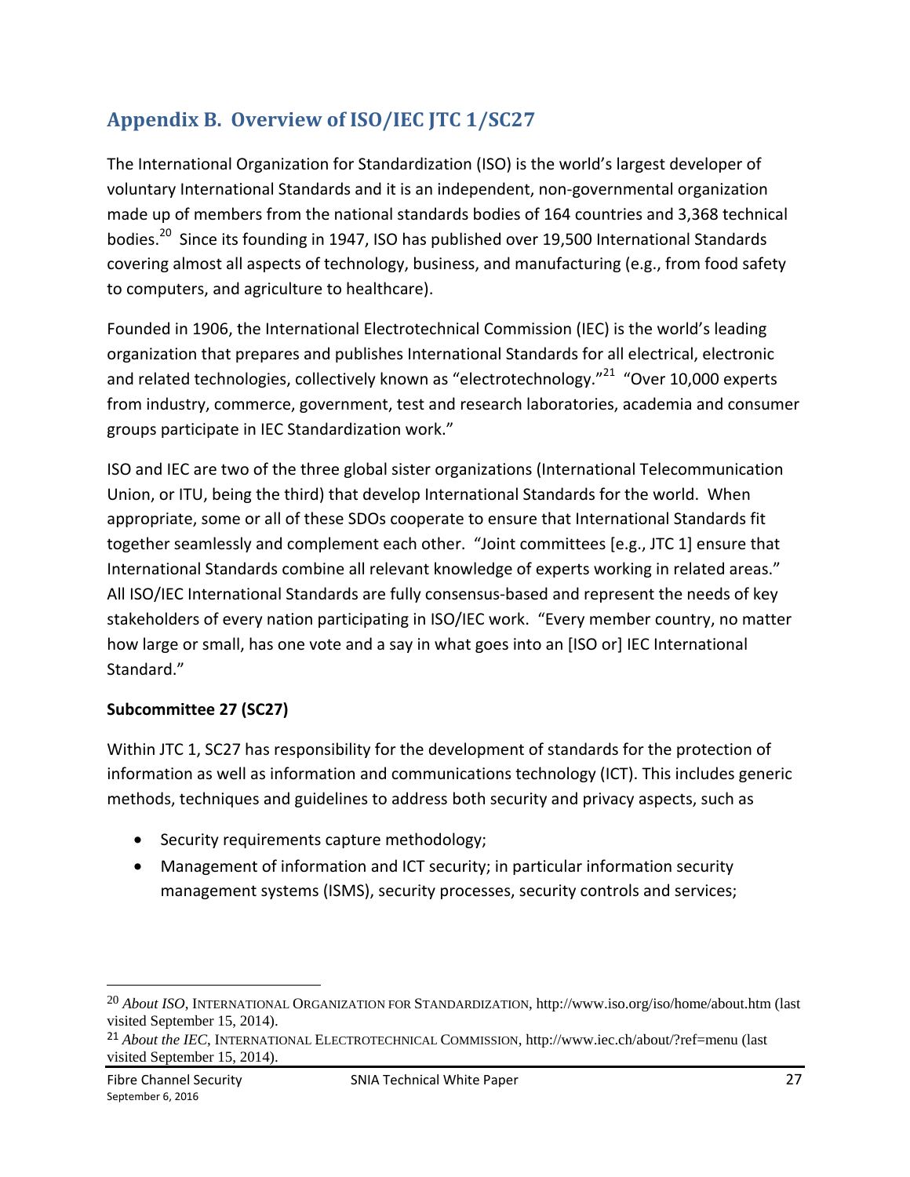## Appendix B. Overview of ISO/IEC JTC 1/SC27

The International Organization for Standardization (ISO) is the world's largest developer of voluntary International Standards and it is an independent, non-governmental organization made up of members from the national standards bodies of 164 countries and 3,368 technical bodies.[20] Since its founding in 1947, ISO has published over 19,500 International Standards covering almost all aspects of technology, business, and manufacturing (e.g., from food safety to computers, and agriculture to healthcare).

Founded in 1906, the International Electrotechnical Commission (IEC) is the world's leading organization that prepares and publishes International Standards for all electrical, electronic and related technologies, collectively known as "electrotechnology."[21] "Over 10,000 experts from industry, commerce, government, test and research laboratories, academia and consumer groups participate in IEC Standardization work."

ISO and IEC are two of the three global sister organizations (International Telecommunication Union, or ITU, being the third) that develop International Standards for the world. When appropriate, some or all of these SDOs cooperate to ensure that International Standards fit together seamlessly and complement each other. "Joint committees [e.g., JTC 1] ensure that International Standards combine all relevant knowledge of experts working in related areas." All ISO/IEC International Standards are fully consensus-based and represent the needs of key stakeholders of every nation participating in ISO/IEC work. "Every member country, no matter how large or small, has one vote and a say in what goes into an [ISO or] IEC International Standard."

**Subcommittee 27 (SC27)**

Within JTC 1, SC27 has responsibility for the development of standards for the protection of information as well as information and communications technology (ICT). This includes generic methods, techniques and guidelines to address both security and privacy aspects, such as

- Security requirements capture methodology;
- Management of information and ICT security; in particular information security management systems (ISMS), security processes, security controls and services;

---

[20] *About ISO*, INTERNATIONAL ORGANIZATION FOR STANDARDIZATION, http://www.iso.org/iso/home/about.htm (last visited September 15, 2014).

[21] *About the IEC*, INTERNATIONAL ELECTROTECHNICAL COMMISSION, http://www.iec.ch/about/?ref=menu (last visited September 15, 2014).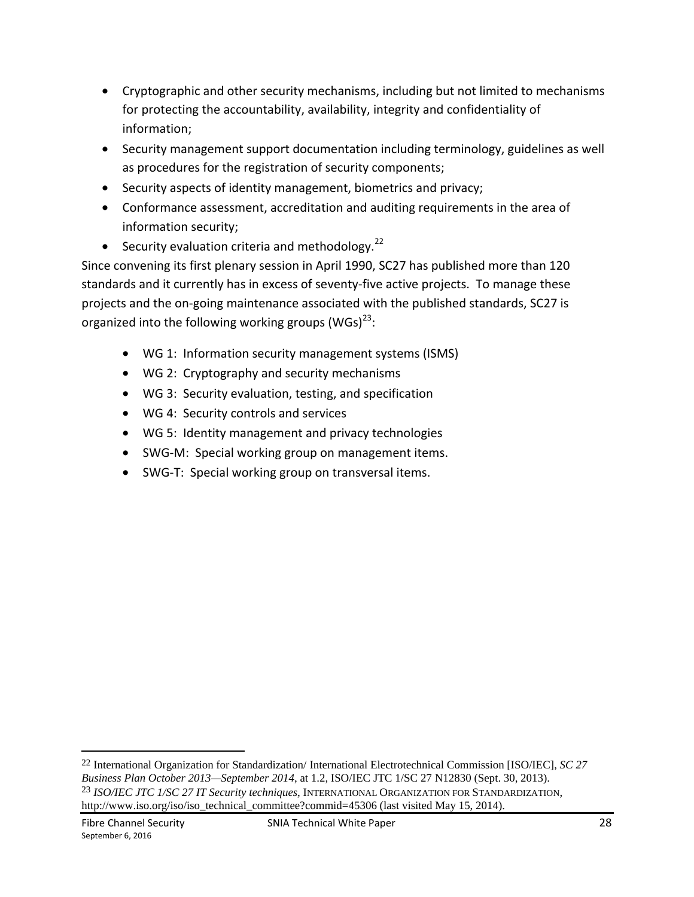- Cryptographic and other security mechanisms, including but not limited to mechanisms for protecting the accountability, availability, integrity and confidentiality of information;
- Security management support documentation including terminology, guidelines as well as procedures for the registration of security components;
- Security aspects of identity management, biometrics and privacy;
- Conformance assessment, accreditation and auditing requirements in the area of information security;
- Security evaluation criteria and methodology.[22]

Since convening its first plenary session in April 1990, SC27 has published more than 120 standards and it currently has in excess of seventy-five active projects. To manage these projects and the on-going maintenance associated with the published standards, SC27 is organized into the following working groups (WGs)[23]:

- WG 1: Information security management systems (ISMS)
- WG 2: Cryptography and security mechanisms
- WG 3: Security evaluation, testing, and specification
- WG 4: Security controls and services
- WG 5: Identity management and privacy technologies
- SWG-M: Special working group on management items.
- SWG-T: Special working group on transversal items.

---

[22] International Organization for Standardization/ International Electrotechnical Commission [ISO/IEC], *SC 27 Business Plan October 2013—September 2014*, at 1.2, ISO/IEC JTC 1/SC 27 N12830 (Sept. 30, 2013).

[23] *ISO/IEC JTC 1/SC 27 IT Security techniques*, INTERNATIONAL ORGANIZATION FOR STANDARDIZATION, http://www.iso.org/iso/iso_technical_committee?commid=45306 (last visited May 15, 2014).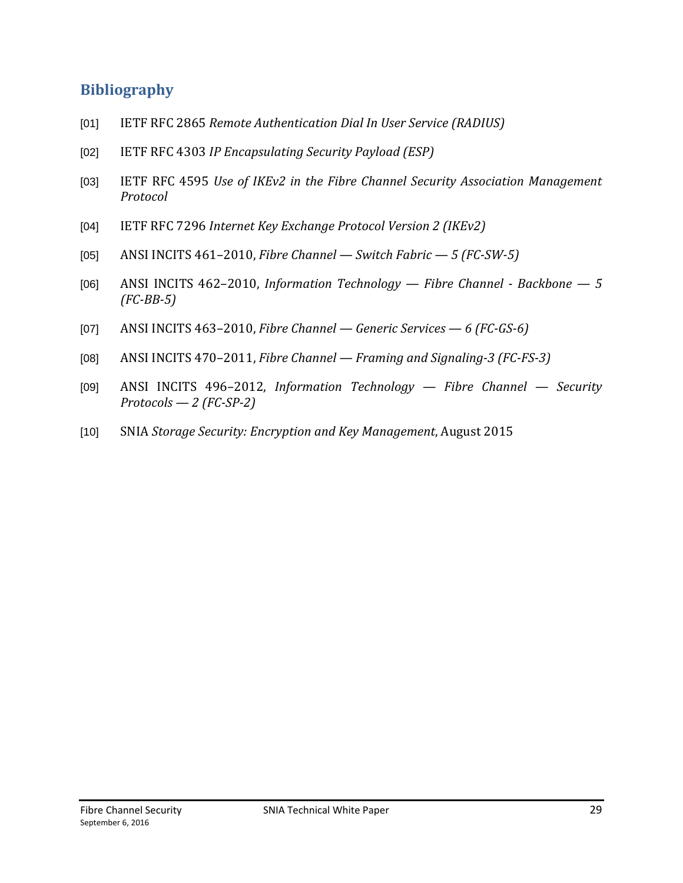## Bibliography

[01] IETF RFC 2865 *Remote Authentication Dial In User Service (RADIUS)*

[02] IETF RFC 4303 *IP Encapsulating Security Payload (ESP)*

[03] IETF RFC 4595 *Use of IKEv2 in the Fibre Channel Security Association Management Protocol*

[04] IETF RFC 7296 *Internet Key Exchange Protocol Version 2 (IKEv2)*

[05] ANSI INCITS 461–2010, *Fibre Channel — Switch Fabric — 5 (FC-SW-5)*

[06] ANSI INCITS 462–2010, *Information Technology — Fibre Channel - Backbone — 5 (FC-BB-5)*

[07] ANSI INCITS 463–2010, *Fibre Channel — Generic Services — 6 (FC-GS-6)*

[08] ANSI INCITS 470–2011, *Fibre Channel — Framing and Signaling-3 (FC-FS-3)*

[09] ANSI INCITS 496–2012, *Information Technology — Fibre Channel — Security Protocols — 2 (FC-SP-2)*

[10] SNIA *Storage Security: Encryption and Key Management*, August 2015